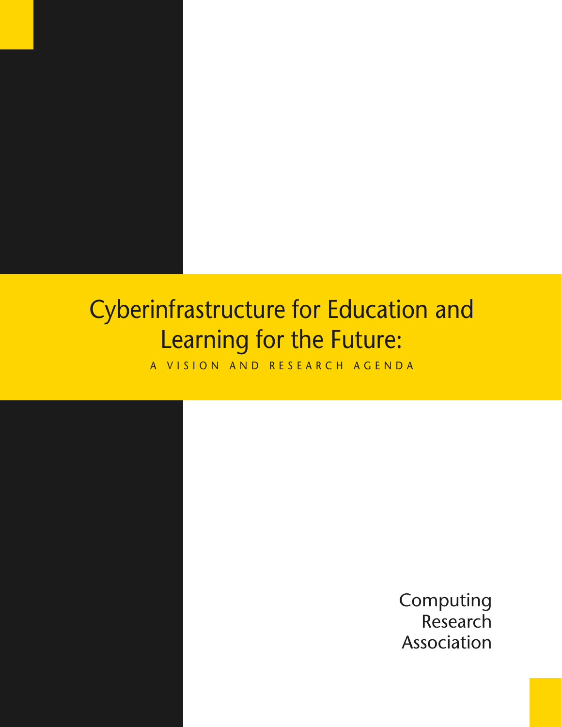# Cyberinfrastructure for Education and Learning for the Future:

A VISION AND RESEARCH AGENDA

Computing
Research
Association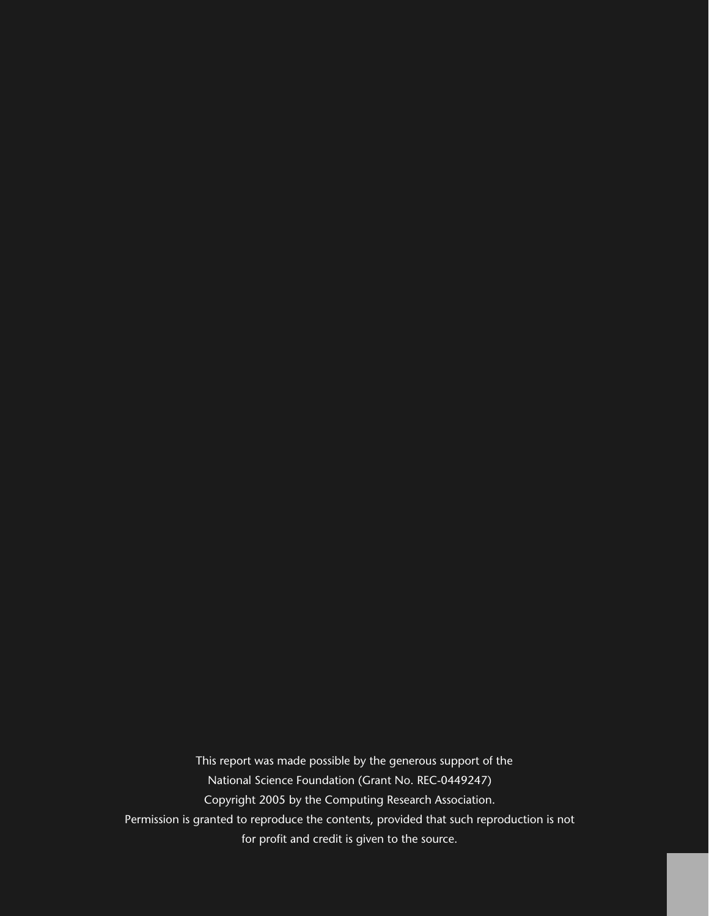This report was made possible by the generous support of the
National Science Foundation (Grant No. REC-0449247)
Copyright 2005 by the Computing Research Association.
Permission is granted to reproduce the contents, provided that such reproduction is not for profit and credit is given to the source.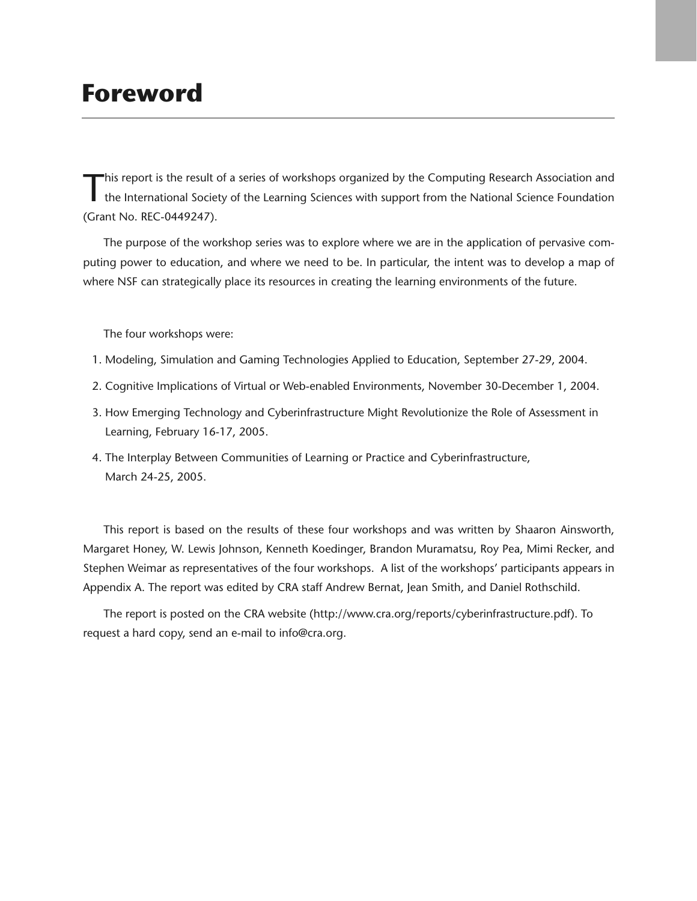# Foreword

This report is the result of a series of workshops organized by the Computing Research Association and the International Society of the Learning Sciences with support from the National Science Foundation (Grant No. REC-0449247).

The purpose of the workshop series was to explore where we are in the application of pervasive computing power to education, and where we need to be. In particular, the intent was to develop a map of where NSF can strategically place its resources in creating the learning environments of the future.

The four workshops were:

1. Modeling, Simulation and Gaming Technologies Applied to Education, September 27-29, 2004.
2. Cognitive Implications of Virtual or Web-enabled Environments, November 30-December 1, 2004.
3. How Emerging Technology and Cyberinfrastructure Might Revolutionize the Role of Assessment in Learning, February 16-17, 2005.
4. The Interplay Between Communities of Learning or Practice and Cyberinfrastructure, March 24-25, 2005.

This report is based on the results of these four workshops and was written by Shaaron Ainsworth, Margaret Honey, W. Lewis Johnson, Kenneth Koedinger, Brandon Muramatsu, Roy Pea, Mimi Recker, and Stephen Weimar as representatives of the four workshops. A list of the workshops' participants appears in Appendix A. The report was edited by CRA staff Andrew Bernat, Jean Smith, and Daniel Rothschild.

The report is posted on the CRA website (http://www.cra.org/reports/cyberinfrastructure.pdf). To request a hard copy, send an e-mail to info@cra.org.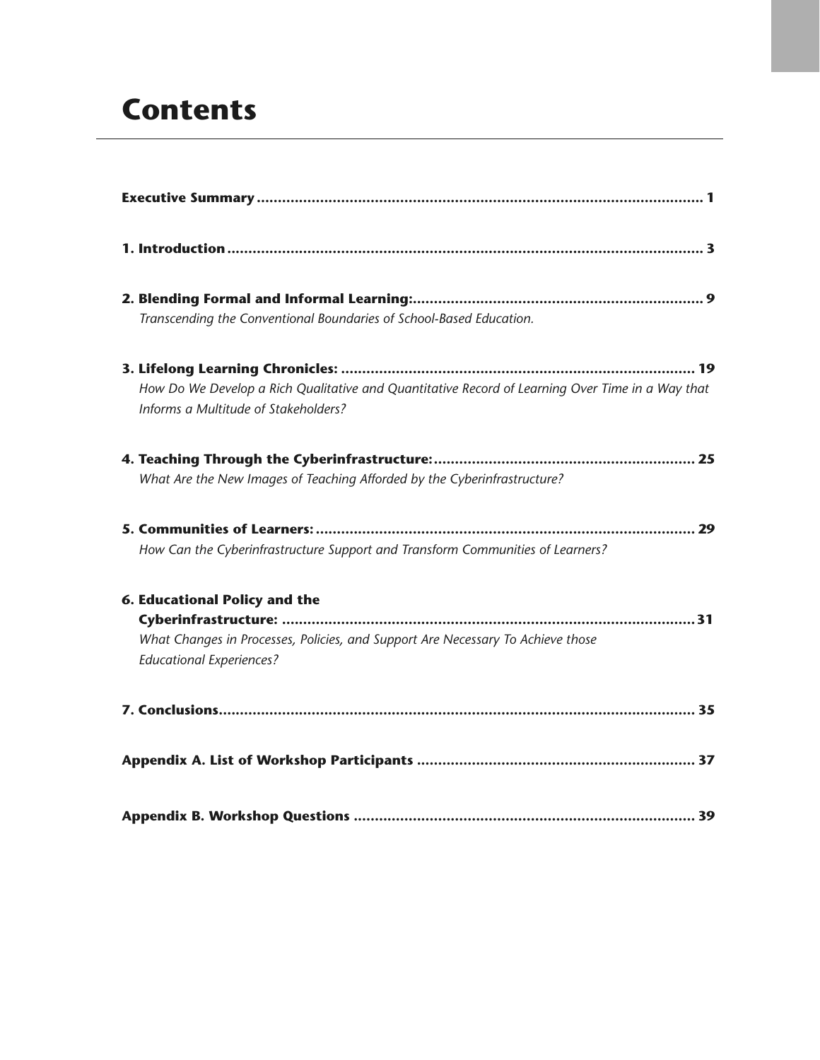# Contents

**Executive Summary** ........................................................................................................ **1**

**1. Introduction** ................................................................................................................ **3**

**2. Blending Formal and Informal Learning:** .................................................................... **9**
*Transcending the Conventional Boundaries of School-Based Education.*

**3. Lifelong Learning Chronicles:** .................................................................................. **19**
*How Do We Develop a Rich Qualitative and Quantitative Record of Learning Over Time in a Way that Informs a Multitude of Stakeholders?*

**4. Teaching Through the Cyberinfrastructure:** ............................................................. **25**
*What Are the New Images of Teaching Afforded by the Cyberinfrastructure?*

**5. Communities of Learners:** ........................................................................................ **29**
*How Can the Cyberinfrastructure Support and Transform Communities of Learners?*

**6. Educational Policy and the Cyberinfrastructure:** ...................................................... **31**
*What Changes in Processes, Policies, and Support Are Necessary To Achieve those Educational Experiences?*

**7. Conclusions** ............................................................................................................... **35**

**Appendix A. List of Workshop Participants** ................................................................. **37**

**Appendix B. Workshop Questions** ................................................................................ **39**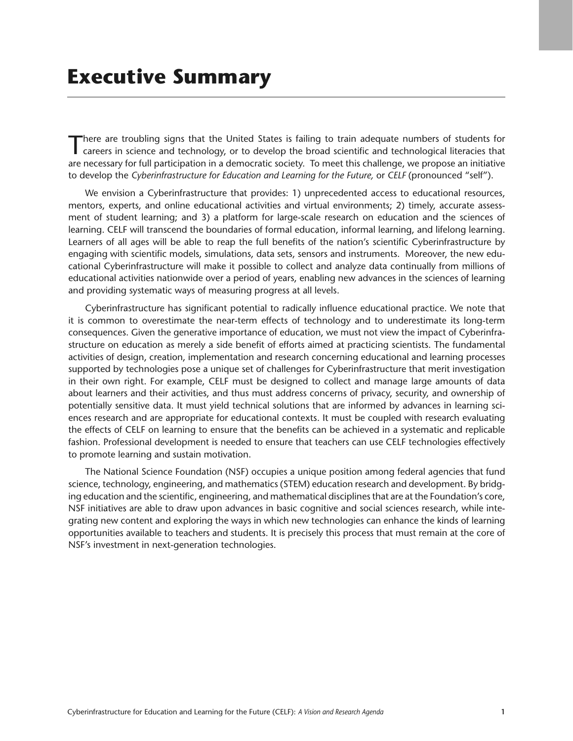# Executive Summary

There are troubling signs that the United States is failing to train adequate numbers of students for careers in science and technology, or to develop the broad scientific and technological literacies that are necessary for full participation in a democratic society. To meet this challenge, we propose an initiative to develop the *Cyberinfrastructure for Education and Learning for the Future,* or *CELF* (pronounced "self").

We envision a Cyberinfrastructure that provides: 1) unprecedented access to educational resources, mentors, experts, and online educational activities and virtual environments; 2) timely, accurate assessment of student learning; and 3) a platform for large-scale research on education and the sciences of learning. CELF will transcend the boundaries of formal education, informal learning, and lifelong learning. Learners of all ages will be able to reap the full benefits of the nation's scientific Cyberinfrastructure by engaging with scientific models, simulations, data sets, sensors and instruments. Moreover, the new educational Cyberinfrastructure will make it possible to collect and analyze data continually from millions of educational activities nationwide over a period of years, enabling new advances in the sciences of learning and providing systematic ways of measuring progress at all levels.

Cyberinfrastructure has significant potential to radically influence educational practice. We note that it is common to overestimate the near-term effects of technology and to underestimate its long-term consequences. Given the generative importance of education, we must not view the impact of Cyberinfrastructure on education as merely a side benefit of efforts aimed at practicing scientists. The fundamental activities of design, creation, implementation and research concerning educational and learning processes supported by technologies pose a unique set of challenges for Cyberinfrastructure that merit investigation in their own right. For example, CELF must be designed to collect and manage large amounts of data about learners and their activities, and thus must address concerns of privacy, security, and ownership of potentially sensitive data. It must yield technical solutions that are informed by advances in learning sciences research and are appropriate for educational contexts. It must be coupled with research evaluating the effects of CELF on learning to ensure that the benefits can be achieved in a systematic and replicable fashion. Professional development is needed to ensure that teachers can use CELF technologies effectively to promote learning and sustain motivation.

The National Science Foundation (NSF) occupies a unique position among federal agencies that fund science, technology, engineering, and mathematics (STEM) education research and development. By bridging education and the scientific, engineering, and mathematical disciplines that are at the Foundation's core, NSF initiatives are able to draw upon advances in basic cognitive and social sciences research, while integrating new content and exploring the ways in which new technologies can enhance the kinds of learning opportunities available to teachers and students. It is precisely this process that must remain at the core of NSF's investment in next-generation technologies.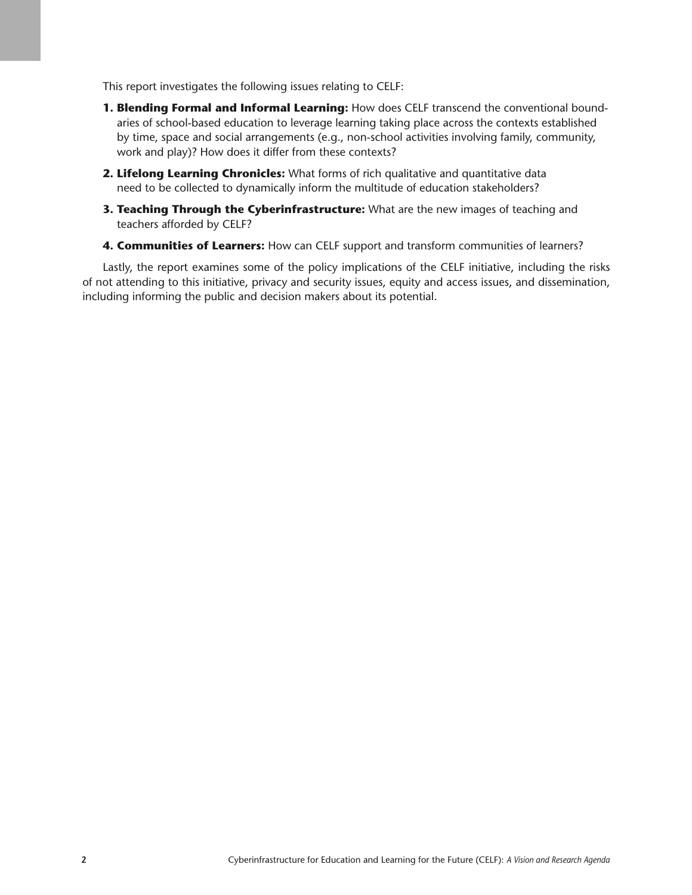This report investigates the following issues relating to CELF:

1. **Blending Formal and Informal Learning:** How does CELF transcend the conventional boundaries of school-based education to leverage learning taking place across the contexts established by time, space and social arrangements (e.g., non-school activities involving family, community, work and play)? How does it differ from these contexts?
2. **Lifelong Learning Chronicles:** What forms of rich qualitative and quantitative data need to be collected to dynamically inform the multitude of education stakeholders?
3. **Teaching Through the Cyberinfrastructure:** What are the new images of teaching and teachers afforded by CELF?
4. **Communities of Learners:** How can CELF support and transform communities of learners?

Lastly, the report examines some of the policy implications of the CELF initiative, including the risks of not attending to this initiative, privacy and security issues, equity and access issues, and dissemination, including informing the public and decision makers about its potential.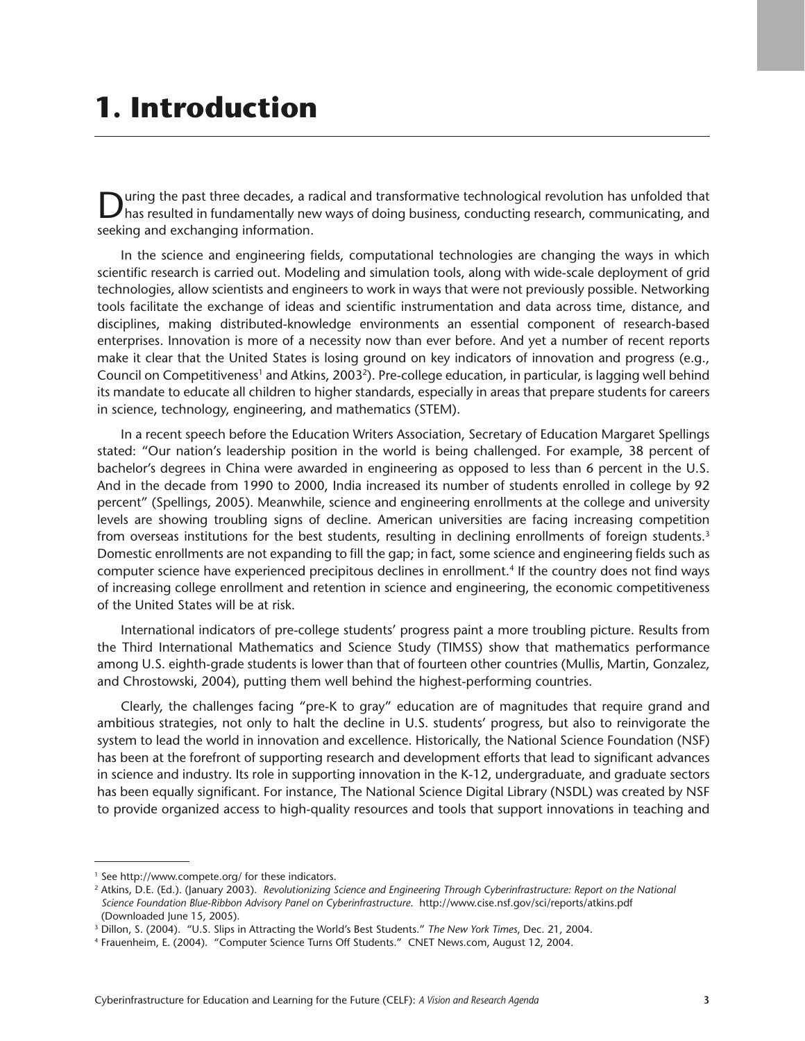# 1. Introduction

During the past three decades, a radical and transformative technological revolution has unfolded that has resulted in fundamentally new ways of doing business, conducting research, communicating, and seeking and exchanging information.

In the science and engineering fields, computational technologies are changing the ways in which scientific research is carried out. Modeling and simulation tools, along with wide-scale deployment of grid technologies, allow scientists and engineers to work in ways that were not previously possible. Networking tools facilitate the exchange of ideas and scientific instrumentation and data across time, distance, and disciplines, making distributed-knowledge environments an essential component of research-based enterprises. Innovation is more of a necessity now than ever before. And yet a number of recent reports make it clear that the United States is losing ground on key indicators of innovation and progress (e.g., Council on Competitiveness[1] and Atkins, 2003[2]). Pre-college education, in particular, is lagging well behind its mandate to educate all children to higher standards, especially in areas that prepare students for careers in science, technology, engineering, and mathematics (STEM).

In a recent speech before the Education Writers Association, Secretary of Education Margaret Spellings stated: "Our nation's leadership position in the world is being challenged. For example, 38 percent of bachelor's degrees in China were awarded in engineering as opposed to less than 6 percent in the U.S. And in the decade from 1990 to 2000, India increased its number of students enrolled in college by 92 percent" (Spellings, 2005). Meanwhile, science and engineering enrollments at the college and university levels are showing troubling signs of decline. American universities are facing increasing competition from overseas institutions for the best students, resulting in declining enrollments of foreign students.[3] Domestic enrollments are not expanding to fill the gap; in fact, some science and engineering fields such as computer science have experienced precipitous declines in enrollment.[4] If the country does not find ways of increasing college enrollment and retention in science and engineering, the economic competitiveness of the United States will be at risk.

International indicators of pre-college students' progress paint a more troubling picture. Results from the Third International Mathematics and Science Study (TIMSS) show that mathematics performance among U.S. eighth-grade students is lower than that of fourteen other countries (Mullis, Martin, Gonzalez, and Chrostowski, 2004), putting them well behind the highest-performing countries.

Clearly, the challenges facing "pre-K to gray" education are of magnitudes that require grand and ambitious strategies, not only to halt the decline in U.S. students' progress, but also to reinvigorate the system to lead the world in innovation and excellence. Historically, the National Science Foundation (NSF) has been at the forefront of supporting research and development efforts that lead to significant advances in science and industry. Its role in supporting innovation in the K-12, undergraduate, and graduate sectors has been equally significant. For instance, The National Science Digital Library (NSDL) was created by NSF to provide organized access to high-quality resources and tools that support innovations in teaching and

---

[1] See http://www.compete.org/ for these indicators.

[2] Atkins, D.E. (Ed.). (January 2003). *Revolutionizing Science and Engineering Through Cyberinfrastructure: Report on the National Science Foundation Blue-Ribbon Advisory Panel on Cyberinfrastructure.* http://www.cise.nsf.gov/sci/reports/atkins.pdf (Downloaded June 15, 2005).

[3] Dillon, S. (2004). "U.S. Slips in Attracting the World's Best Students." *The New York Times*, Dec. 21, 2004.

[4] Frauenheim, E. (2004). "Computer Science Turns Off Students." CNET News.com, August 12, 2004.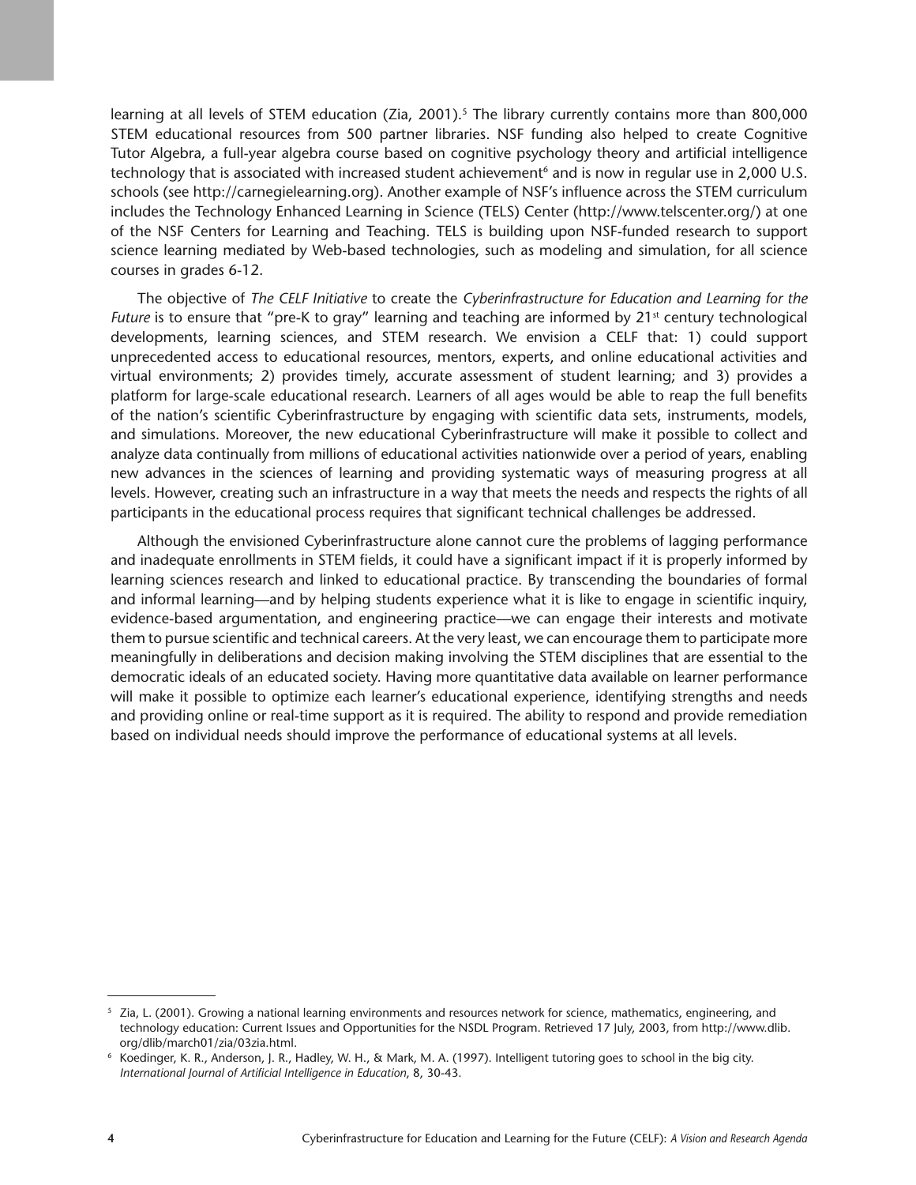learning at all levels of STEM education (Zia, 2001).[5] The library currently contains more than 800,000 STEM educational resources from 500 partner libraries. NSF funding also helped to create Cognitive Tutor Algebra, a full-year algebra course based on cognitive psychology theory and artificial intelligence technology that is associated with increased student achievement[6] and is now in regular use in 2,000 U.S. schools (see http://carnegielearning.org). Another example of NSF's influence across the STEM curriculum includes the Technology Enhanced Learning in Science (TELS) Center (http://www.telscenter.org/) at one of the NSF Centers for Learning and Teaching. TELS is building upon NSF-funded research to support science learning mediated by Web-based technologies, such as modeling and simulation, for all science courses in grades 6-12.

The objective of *The CELF Initiative* to create the *Cyberinfrastructure for Education and Learning for the Future* is to ensure that "pre-K to gray" learning and teaching are informed by 21st century technological developments, learning sciences, and STEM research. We envision a CELF that: 1) could support unprecedented access to educational resources, mentors, experts, and online educational activities and virtual environments; 2) provides timely, accurate assessment of student learning; and 3) provides a platform for large-scale educational research. Learners of all ages would be able to reap the full benefits of the nation's scientific Cyberinfrastructure by engaging with scientific data sets, instruments, models, and simulations. Moreover, the new educational Cyberinfrastructure will make it possible to collect and analyze data continually from millions of educational activities nationwide over a period of years, enabling new advances in the sciences of learning and providing systematic ways of measuring progress at all levels. However, creating such an infrastructure in a way that meets the needs and respects the rights of all participants in the educational process requires that significant technical challenges be addressed.

Although the envisioned Cyberinfrastructure alone cannot cure the problems of lagging performance and inadequate enrollments in STEM fields, it could have a significant impact if it is properly informed by learning sciences research and linked to educational practice. By transcending the boundaries of formal and informal learning—and by helping students experience what it is like to engage in scientific inquiry, evidence-based argumentation, and engineering practice—we can engage their interests and motivate them to pursue scientific and technical careers. At the very least, we can encourage them to participate more meaningfully in deliberations and decision making involving the STEM disciplines that are essential to the democratic ideals of an educated society. Having more quantitative data available on learner performance will make it possible to optimize each learner's educational experience, identifying strengths and needs and providing online or real-time support as it is required. The ability to respond and provide remediation based on individual needs should improve the performance of educational systems at all levels.

---

[5] Zia, L. (2001). Growing a national learning environments and resources network for science, mathematics, engineering, and technology education: Current Issues and Opportunities for the NSDL Program. Retrieved 17 July, 2003, from http://www.dlib.org/dlib/march01/zia/03zia.html.

[6] Koedinger, K. R., Anderson, J. R., Hadley, W. H., & Mark, M. A. (1997). Intelligent tutoring goes to school in the big city. *International Journal of Artificial Intelligence in Education*, 8, 30-43.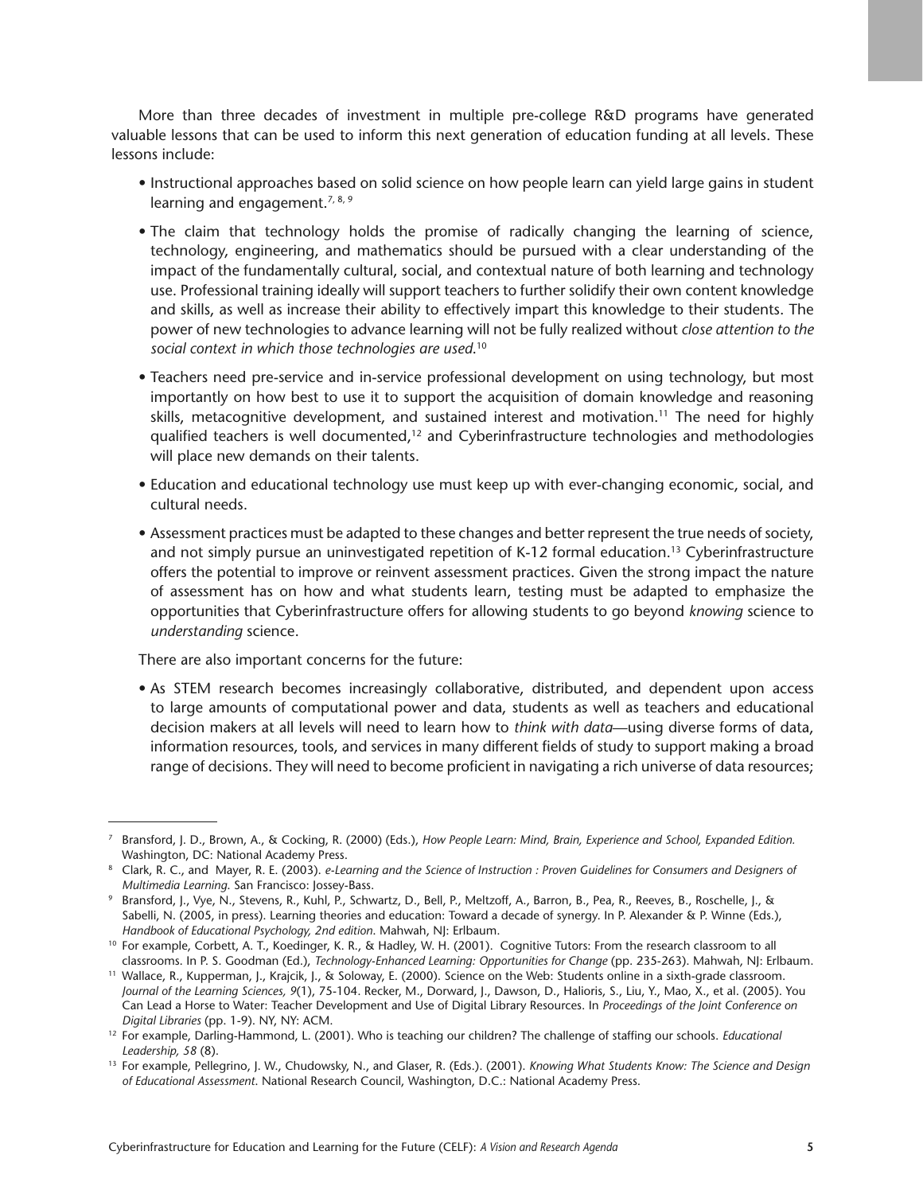More than three decades of investment in multiple pre-college R&D programs have generated valuable lessons that can be used to inform this next generation of education funding at all levels. These lessons include:

- Instructional approaches based on solid science on how people learn can yield large gains in student learning and engagement.[7, 8, 9]
- The claim that technology holds the promise of radically changing the learning of science, technology, engineering, and mathematics should be pursued with a clear understanding of the impact of the fundamentally cultural, social, and contextual nature of both learning and technology use. Professional training ideally will support teachers to further solidify their own content knowledge and skills, as well as increase their ability to effectively impart this knowledge to their students. The power of new technologies to advance learning will not be fully realized without *close attention to the social context in which those technologies are used*.[10]
- Teachers need pre-service and in-service professional development on using technology, but most importantly on how best to use it to support the acquisition of domain knowledge and reasoning skills, metacognitive development, and sustained interest and motivation.[11] The need for highly qualified teachers is well documented,[12] and Cyberinfrastructure technologies and methodologies will place new demands on their talents.
- Education and educational technology use must keep up with ever-changing economic, social, and cultural needs.
- Assessment practices must be adapted to these changes and better represent the true needs of society, and not simply pursue an uninvestigated repetition of K-12 formal education.[13] Cyberinfrastructure offers the potential to improve or reinvent assessment practices. Given the strong impact the nature of assessment has on how and what students learn, testing must be adapted to emphasize the opportunities that Cyberinfrastructure offers for allowing students to go beyond *knowing* science to *understanding* science.

There are also important concerns for the future:

- As STEM research becomes increasingly collaborative, distributed, and dependent upon access to large amounts of computational power and data, students as well as teachers and educational decision makers at all levels will need to learn how to *think with data*—using diverse forms of data, information resources, tools, and services in many different fields of study to support making a broad range of decisions. They will need to become proficient in navigating a rich universe of data resources;

---

[7] Bransford, J. D., Brown, A., & Cocking, R. (2000) (Eds.), *How People Learn: Mind, Brain, Experience and School, Expanded Edition.* Washington, DC: National Academy Press.

[8] Clark, R. C., and Mayer, R. E. (2003). *e-Learning and the Science of Instruction : Proven Guidelines for Consumers and Designers of Multimedia Learning.* San Francisco: Jossey-Bass.

[9] Bransford, J., Vye, N., Stevens, R., Kuhl, P., Schwartz, D., Bell, P., Meltzoff, A., Barron, B., Pea, R., Reeves, B., Roschelle, J., & Sabelli, N. (2005, in press). Learning theories and education: Toward a decade of synergy. In P. Alexander & P. Winne (Eds.), *Handbook of Educational Psychology, 2nd edition.* Mahwah, NJ: Erlbaum.

[10] For example, Corbett, A. T., Koedinger, K. R., & Hadley, W. H. (2001). Cognitive Tutors: From the research classroom to all classrooms. In P. S. Goodman (Ed.), *Technology-Enhanced Learning: Opportunities for Change* (pp. 235-263). Mahwah, NJ: Erlbaum.

[11] Wallace, R., Kupperman, J., Krajcik, J., & Soloway, E. (2000). Science on the Web: Students online in a sixth-grade classroom. *Journal of the Learning Sciences, 9*(1), 75-104. Recker, M., Dorward, J., Dawson, D., Halioris, S., Liu, Y., Mao, X., et al. (2005). You Can Lead a Horse to Water: Teacher Development and Use of Digital Library Resources. In *Proceedings of the Joint Conference on Digital Libraries* (pp. 1-9). NY, NY: ACM.

[12] For example, Darling-Hammond, L. (2001). Who is teaching our children? The challenge of staffing our schools. *Educational Leadership, 58* (8).

[13] For example, Pellegrino, J. W., Chudowsky, N., and Glaser, R. (Eds.). (2001). *Knowing What Students Know: The Science and Design of Educational Assessment.* National Research Council, Washington, D.C.: National Academy Press.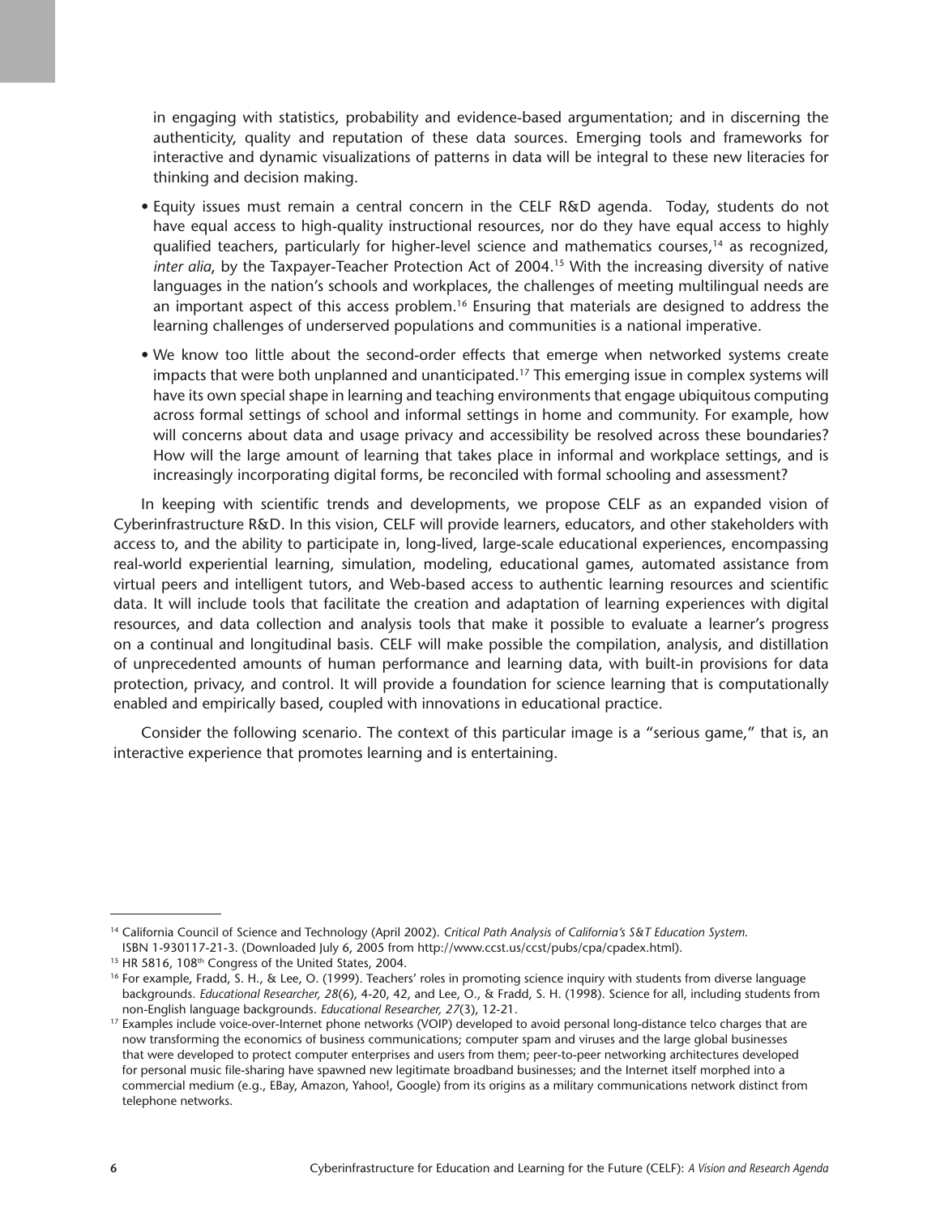in engaging with statistics, probability and evidence-based argumentation; and in discerning the authenticity, quality and reputation of these data sources. Emerging tools and frameworks for interactive and dynamic visualizations of patterns in data will be integral to these new literacies for thinking and decision making.

- Equity issues must remain a central concern in the CELF R&D agenda. Today, students do not have equal access to high-quality instructional resources, nor do they have equal access to highly qualified teachers, particularly for higher-level science and mathematics courses,[14] as recognized, *inter alia*, by the Taxpayer-Teacher Protection Act of 2004.[15] With the increasing diversity of native languages in the nation's schools and workplaces, the challenges of meeting multilingual needs are an important aspect of this access problem.[16] Ensuring that materials are designed to address the learning challenges of underserved populations and communities is a national imperative.

- We know too little about the second-order effects that emerge when networked systems create impacts that were both unplanned and unanticipated.[17] This emerging issue in complex systems will have its own special shape in learning and teaching environments that engage ubiquitous computing across formal settings of school and informal settings in home and community. For example, how will concerns about data and usage privacy and accessibility be resolved across these boundaries? How will the large amount of learning that takes place in informal and workplace settings, and is increasingly incorporating digital forms, be reconciled with formal schooling and assessment?

In keeping with scientific trends and developments, we propose CELF as an expanded vision of Cyberinfrastructure R&D. In this vision, CELF will provide learners, educators, and other stakeholders with access to, and the ability to participate in, long-lived, large-scale educational experiences, encompassing real-world experiential learning, simulation, modeling, educational games, automated assistance from virtual peers and intelligent tutors, and Web-based access to authentic learning resources and scientific data. It will include tools that facilitate the creation and adaptation of learning experiences with digital resources, and data collection and analysis tools that make it possible to evaluate a learner's progress on a continual and longitudinal basis. CELF will make possible the compilation, analysis, and distillation of unprecedented amounts of human performance and learning data, with built-in provisions for data protection, privacy, and control. It will provide a foundation for science learning that is computationally enabled and empirically based, coupled with innovations in educational practice.

Consider the following scenario. The context of this particular image is a "serious game," that is, an interactive experience that promotes learning and is entertaining.

---

[14] California Council of Science and Technology (April 2002). *Critical Path Analysis of California's S&T Education System.* ISBN 1-930117-21-3. (Downloaded July 6, 2005 from http://www.ccst.us/ccst/pubs/cpa/cpadex.html).

[15] HR 5816, 108th Congress of the United States, 2004.

[16] For example, Fradd, S. H., & Lee, O. (1999). Teachers' roles in promoting science inquiry with students from diverse language backgrounds. *Educational Researcher, 28*(6), 4-20, 42, and Lee, O., & Fradd, S. H. (1998). Science for all, including students from non-English language backgrounds. *Educational Researcher, 27*(3), 12-21.

[17] Examples include voice-over-Internet phone networks (VOIP) developed to avoid personal long-distance telco charges that are now transforming the economics of business communications; computer spam and viruses and the large global businesses that were developed to protect computer enterprises and users from them; peer-to-peer networking architectures developed for personal music file-sharing have spawned new legitimate broadband businesses; and the Internet itself morphed into a commercial medium (e.g., EBay, Amazon, Yahoo!, Google) from its origins as a military communications network distinct from telephone networks.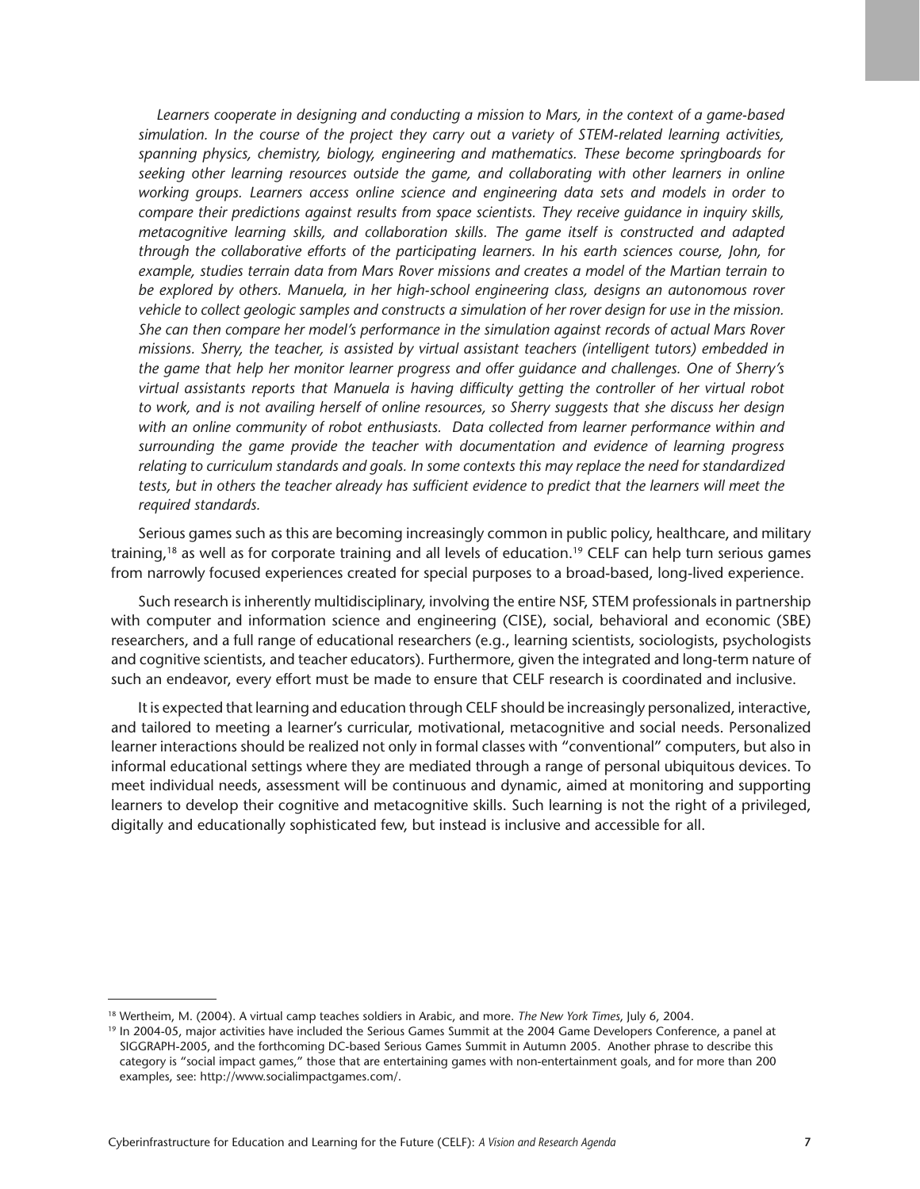*Learners cooperate in designing and conducting a mission to Mars, in the context of a game-based simulation. In the course of the project they carry out a variety of STEM-related learning activities, spanning physics, chemistry, biology, engineering and mathematics. These become springboards for seeking other learning resources outside the game, and collaborating with other learners in online working groups. Learners access online science and engineering data sets and models in order to compare their predictions against results from space scientists. They receive guidance in inquiry skills, metacognitive learning skills, and collaboration skills. The game itself is constructed and adapted through the collaborative efforts of the participating learners. In his earth sciences course, John, for example, studies terrain data from Mars Rover missions and creates a model of the Martian terrain to be explored by others. Manuela, in her high-school engineering class, designs an autonomous rover vehicle to collect geologic samples and constructs a simulation of her rover design for use in the mission. She can then compare her model's performance in the simulation against records of actual Mars Rover missions. Sherry, the teacher, is assisted by virtual assistant teachers (intelligent tutors) embedded in the game that help her monitor learner progress and offer guidance and challenges. One of Sherry's virtual assistants reports that Manuela is having difficulty getting the controller of her virtual robot to work, and is not availing herself of online resources, so Sherry suggests that she discuss her design with an online community of robot enthusiasts. Data collected from learner performance within and surrounding the game provide the teacher with documentation and evidence of learning progress relating to curriculum standards and goals. In some contexts this may replace the need for standardized tests, but in others the teacher already has sufficient evidence to predict that the learners will meet the required standards.*

Serious games such as this are becoming increasingly common in public policy, healthcare, and military training,[18] as well as for corporate training and all levels of education.[19] CELF can help turn serious games from narrowly focused experiences created for special purposes to a broad-based, long-lived experience.

Such research is inherently multidisciplinary, involving the entire NSF, STEM professionals in partnership with computer and information science and engineering (CISE), social, behavioral and economic (SBE) researchers, and a full range of educational researchers (e.g., learning scientists, sociologists, psychologists and cognitive scientists, and teacher educators). Furthermore, given the integrated and long-term nature of such an endeavor, every effort must be made to ensure that CELF research is coordinated and inclusive.

It is expected that learning and education through CELF should be increasingly personalized, interactive, and tailored to meeting a learner's curricular, motivational, metacognitive and social needs. Personalized learner interactions should be realized not only in formal classes with "conventional" computers, but also in informal educational settings where they are mediated through a range of personal ubiquitous devices. To meet individual needs, assessment will be continuous and dynamic, aimed at monitoring and supporting learners to develop their cognitive and metacognitive skills. Such learning is not the right of a privileged, digitally and educationally sophisticated few, but instead is inclusive and accessible for all.

---

[18] Wertheim, M. (2004). A virtual camp teaches soldiers in Arabic, and more. *The New York Times*, July 6, 2004.

[19] In 2004-05, major activities have included the Serious Games Summit at the 2004 Game Developers Conference, a panel at SIGGRAPH-2005, and the forthcoming DC-based Serious Games Summit in Autumn 2005. Another phrase to describe this category is "social impact games," those that are entertaining games with non-entertainment goals, and for more than 200 examples, see: http://www.socialimpactgames.com/.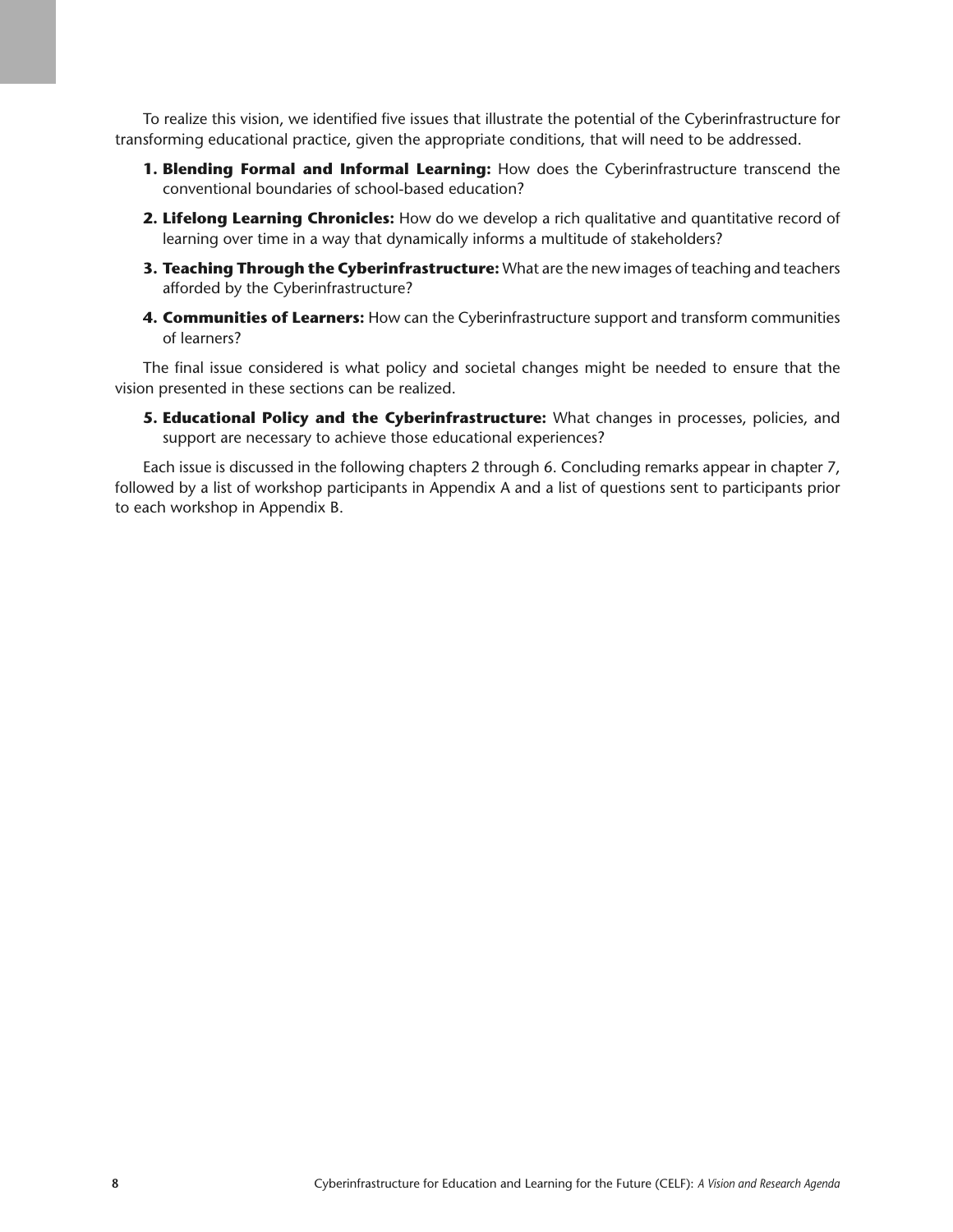To realize this vision, we identified five issues that illustrate the potential of the Cyberinfrastructure for transforming educational practice, given the appropriate conditions, that will need to be addressed.

1. **Blending Formal and Informal Learning:** How does the Cyberinfrastructure transcend the conventional boundaries of school-based education?
2. **Lifelong Learning Chronicles:** How do we develop a rich qualitative and quantitative record of learning over time in a way that dynamically informs a multitude of stakeholders?
3. **Teaching Through the Cyberinfrastructure:** What are the new images of teaching and teachers afforded by the Cyberinfrastructure?
4. **Communities of Learners:** How can the Cyberinfrastructure support and transform communities of learners?

The final issue considered is what policy and societal changes might be needed to ensure that the vision presented in these sections can be realized.

5. **Educational Policy and the Cyberinfrastructure:** What changes in processes, policies, and support are necessary to achieve those educational experiences?

Each issue is discussed in the following chapters 2 through 6. Concluding remarks appear in chapter 7, followed by a list of workshop participants in Appendix A and a list of questions sent to participants prior to each workshop in Appendix B.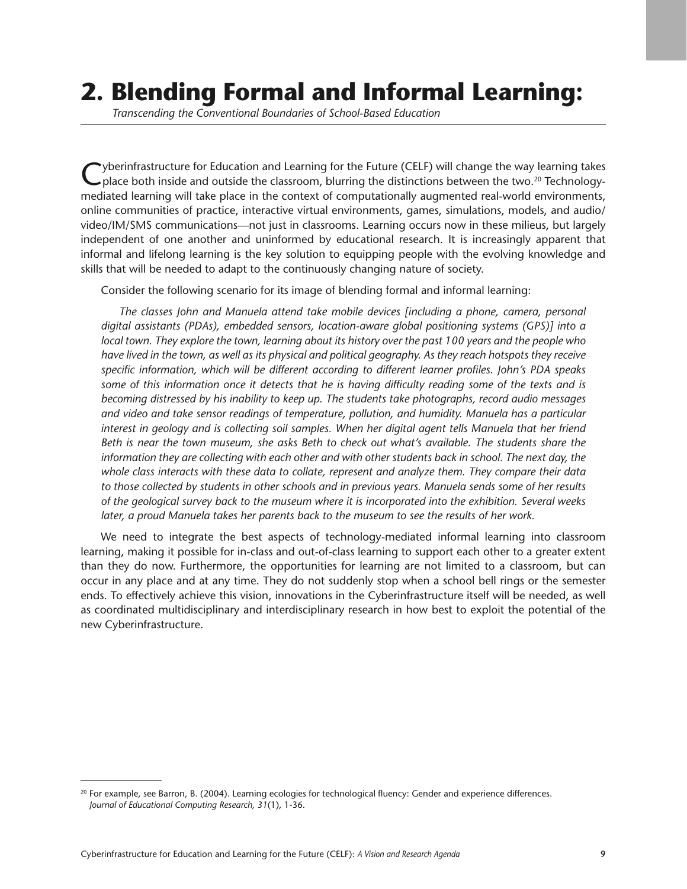# 2. Blending Formal and Informal Learning:

*Transcending the Conventional Boundaries of School-Based Education*

Cyberinfrastructure for Education and Learning for the Future (CELF) will change the way learning takes place both inside and outside the classroom, blurring the distinctions between the two.[20] Technology-mediated learning will take place in the context of computationally augmented real-world environments, online communities of practice, interactive virtual environments, games, simulations, models, and audio/video/IM/SMS communications—not just in classrooms. Learning occurs now in these milieus, but largely independent of one another and uninformed by educational research. It is increasingly apparent that informal and lifelong learning is the key solution to equipping people with the evolving knowledge and skills that will be needed to adapt to the continuously changing nature of society.

Consider the following scenario for its image of blending formal and informal learning:

*The classes John and Manuela attend take mobile devices [including a phone, camera, personal digital assistants (PDAs), embedded sensors, location-aware global positioning systems (GPS)] into a local town. They explore the town, learning about its history over the past 100 years and the people who have lived in the town, as well as its physical and political geography. As they reach hotspots they receive specific information, which will be different according to different learner profiles. John's PDA speaks some of this information once it detects that he is having difficulty reading some of the texts and is becoming distressed by his inability to keep up. The students take photographs, record audio messages and video and take sensor readings of temperature, pollution, and humidity. Manuela has a particular interest in geology and is collecting soil samples. When her digital agent tells Manuela that her friend Beth is near the town museum, she asks Beth to check out what's available. The students share the information they are collecting with each other and with other students back in school. The next day, the whole class interacts with these data to collate, represent and analyze them. They compare their data to those collected by students in other schools and in previous years. Manuela sends some of her results of the geological survey back to the museum where it is incorporated into the exhibition. Several weeks later, a proud Manuela takes her parents back to the museum to see the results of her work.*

We need to integrate the best aspects of technology-mediated informal learning into classroom learning, making it possible for in-class and out-of-class learning to support each other to a greater extent than they do now. Furthermore, the opportunities for learning are not limited to a classroom, but can occur in any place and at any time. They do not suddenly stop when a school bell rings or the semester ends. To effectively achieve this vision, innovations in the Cyberinfrastructure itself will be needed, as well as coordinated multidisciplinary and interdisciplinary research in how best to exploit the potential of the new Cyberinfrastructure.

---

[20] For example, see Barron, B. (2004). Learning ecologies for technological fluency: Gender and experience differences. *Journal of Educational Computing Research, 31*(1), 1-36.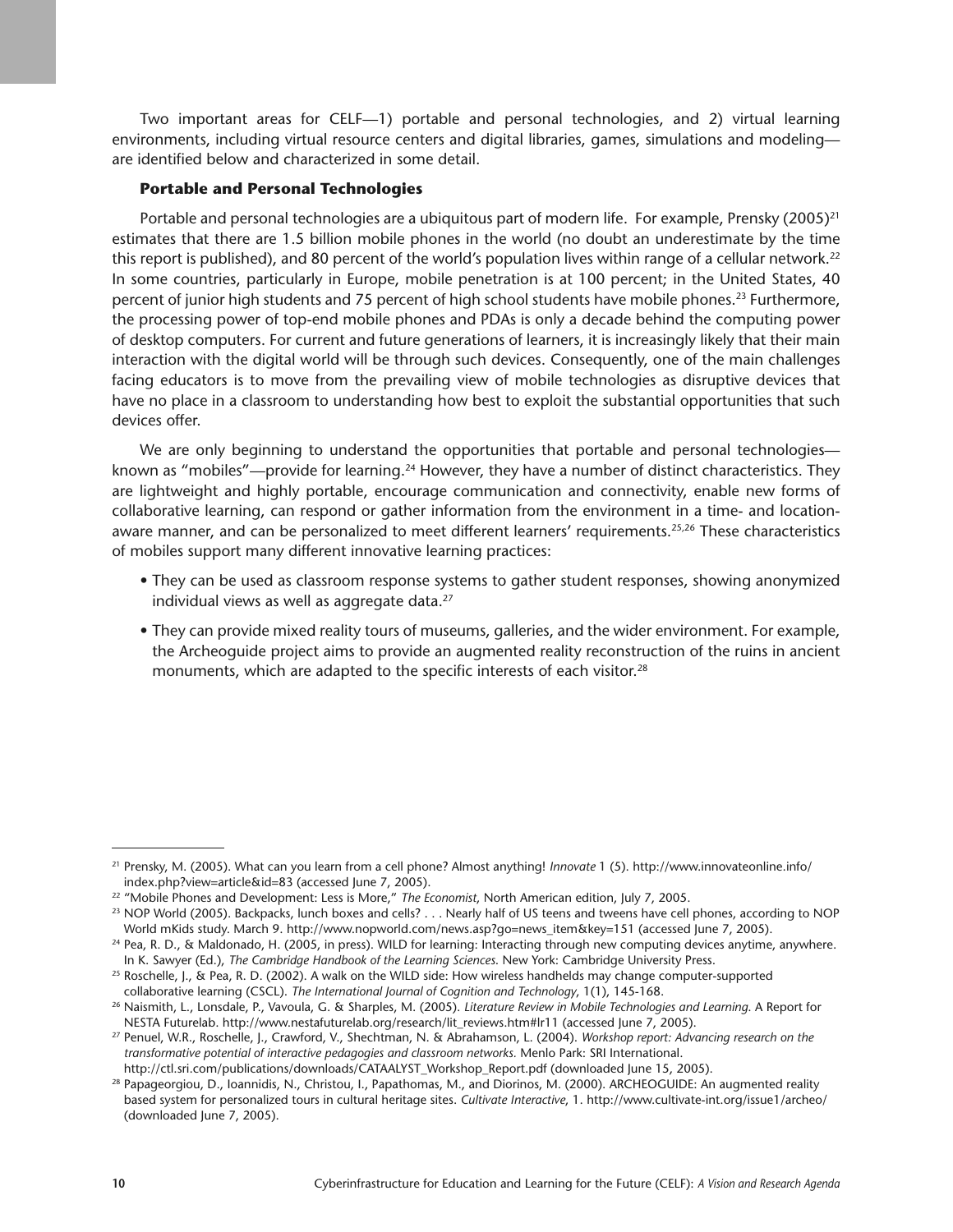Two important areas for CELF—1) portable and personal technologies, and 2) virtual learning environments, including virtual resource centers and digital libraries, games, simulations and modeling—are identified below and characterized in some detail.

### Portable and Personal Technologies

Portable and personal technologies are a ubiquitous part of modern life. For example, Prensky (2005)[21] estimates that there are 1.5 billion mobile phones in the world (no doubt an underestimate by the time this report is published), and 80 percent of the world's population lives within range of a cellular network.[22] In some countries, particularly in Europe, mobile penetration is at 100 percent; in the United States, 40 percent of junior high students and 75 percent of high school students have mobile phones.[23] Furthermore, the processing power of top-end mobile phones and PDAs is only a decade behind the computing power of desktop computers. For current and future generations of learners, it is increasingly likely that their main interaction with the digital world will be through such devices. Consequently, one of the main challenges facing educators is to move from the prevailing view of mobile technologies as disruptive devices that have no place in a classroom to understanding how best to exploit the substantial opportunities that such devices offer.

We are only beginning to understand the opportunities that portable and personal technologies—known as "mobiles"—provide for learning.[24] However, they have a number of distinct characteristics. They are lightweight and highly portable, encourage communication and connectivity, enable new forms of collaborative learning, can respond or gather information from the environment in a time- and location-aware manner, and can be personalized to meet different learners' requirements.[25,26] These characteristics of mobiles support many different innovative learning practices:

- They can be used as classroom response systems to gather student responses, showing anonymized individual views as well as aggregate data.[27]
- They can provide mixed reality tours of museums, galleries, and the wider environment. For example, the Archeoguide project aims to provide an augmented reality reconstruction of the ruins in ancient monuments, which are adapted to the specific interests of each visitor.[28]

---

[21] Prensky, M. (2005). What can you learn from a cell phone? Almost anything! *Innovate* 1 (5). http://www.innovateonline.info/index.php?view=article&id=83 (accessed June 7, 2005).

[22] "Mobile Phones and Development: Less is More," *The Economist*, North American edition, July 7, 2005.

[23] NOP World (2005). Backpacks, lunch boxes and cells? . . . Nearly half of US teens and tweens have cell phones, according to NOP World mKids study. March 9. http://www.nopworld.com/news.asp?go=news_item&key=151 (accessed June 7, 2005).

[24] Pea, R. D., & Maldonado, H. (2005, in press). WILD for learning: Interacting through new computing devices anytime, anywhere. In K. Sawyer (Ed.), *The Cambridge Handbook of the Learning Sciences*. New York: Cambridge University Press.

[25] Roschelle, J., & Pea, R. D. (2002). A walk on the WILD side: How wireless handhelds may change computer-supported collaborative learning (CSCL). *The International Journal of Cognition and Technology*, 1(1), 145-168.

[26] Naismith, L., Lonsdale, P., Vavoula, G. & Sharples, M. (2005). *Literature Review in Mobile Technologies and Learning*. A Report for NESTA Futurelab. http://www.nestafuturelab.org/research/lit_reviews.htm#lr11 (accessed June 7, 2005).

[27] Penuel, W.R., Roschelle, J., Crawford, V., Shechtman, N. & Abrahamson, L. (2004). *Workshop report: Advancing research on the transformative potential of interactive pedagogies and classroom networks*. Menlo Park: SRI International. http://ctl.sri.com/publications/downloads/CATAALYST_Workshop_Report.pdf (downloaded June 15, 2005).

[28] Papageorgiou, D., Ioannidis, N., Christou, I., Papathomas, M., and Diorinos, M. (2000). ARCHEOGUIDE: An augmented reality based system for personalized tours in cultural heritage sites. *Cultivate Interactive*, 1. http://www.cultivate-int.org/issue1/archeo/ (downloaded June 7, 2005).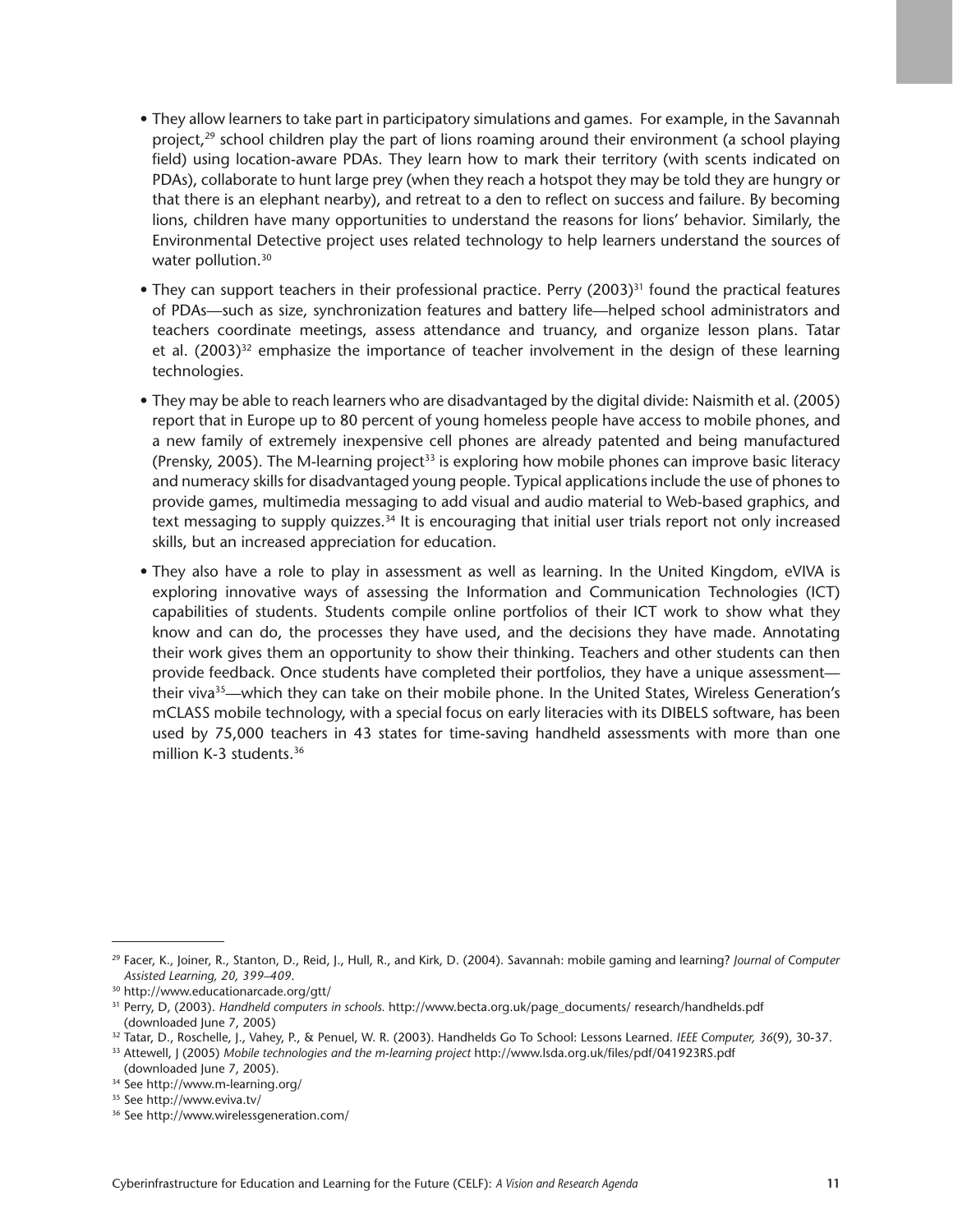- They allow learners to take part in participatory simulations and games. For example, in the Savannah project,[29] school children play the part of lions roaming around their environment (a school playing field) using location-aware PDAs. They learn how to mark their territory (with scents indicated on PDAs), collaborate to hunt large prey (when they reach a hotspot they may be told they are hungry or that there is an elephant nearby), and retreat to a den to reflect on success and failure. By becoming lions, children have many opportunities to understand the reasons for lions' behavior. Similarly, the Environmental Detective project uses related technology to help learners understand the sources of water pollution.[30]

- They can support teachers in their professional practice. Perry (2003)[31] found the practical features of PDAs—such as size, synchronization features and battery life—helped school administrators and teachers coordinate meetings, assess attendance and truancy, and organize lesson plans. Tatar et al. (2003)[32] emphasize the importance of teacher involvement in the design of these learning technologies.

- They may be able to reach learners who are disadvantaged by the digital divide: Naismith et al. (2005) report that in Europe up to 80 percent of young homeless people have access to mobile phones, and a new family of extremely inexpensive cell phones are already patented and being manufactured (Prensky, 2005). The M-learning project[33] is exploring how mobile phones can improve basic literacy and numeracy skills for disadvantaged young people. Typical applications include the use of phones to provide games, multimedia messaging to add visual and audio material to Web-based graphics, and text messaging to supply quizzes.[34] It is encouraging that initial user trials report not only increased skills, but an increased appreciation for education.

- They also have a role to play in assessment as well as learning. In the United Kingdom, eVIVA is exploring innovative ways of assessing the Information and Communication Technologies (ICT) capabilities of students. Students compile online portfolios of their ICT work to show what they know and can do, the processes they have used, and the decisions they have made. Annotating their work gives them an opportunity to show their thinking. Teachers and other students can then provide feedback. Once students have completed their portfolios, they have a unique assessment—their viva[35]—which they can take on their mobile phone. In the United States, Wireless Generation's mCLASS mobile technology, with a special focus on early literacies with its DIBELS software, has been used by 75,000 teachers in 43 states for time-saving handheld assessments with more than one million K-3 students.[36]

---

[29] Facer, K., Joiner, R., Stanton, D., Reid, J., Hull, R., and Kirk, D. (2004). Savannah: mobile gaming and learning? *Journal of Computer Assisted Learning, 20, 399–409*.

[30] http://www.educationarcade.org/gtt/

[31] Perry, D, (2003). *Handheld computers in schools.* http://www.becta.org.uk/page_documents/ research/handhelds.pdf (downloaded June 7, 2005)

[32] Tatar, D., Roschelle, J., Vahey, P., & Penuel, W. R. (2003). Handhelds Go To School: Lessons Learned. *IEEE Computer, 36*(9), 30-37.

[33] Attewell, J (2005) *Mobile technologies and the m-learning project* http://www.lsda.org.uk/files/pdf/041923RS.pdf (downloaded June 7, 2005).

[34] See http://www.m-learning.org/

[35] See http://www.eviva.tv/

[36] See http://www.wirelessgeneration.com/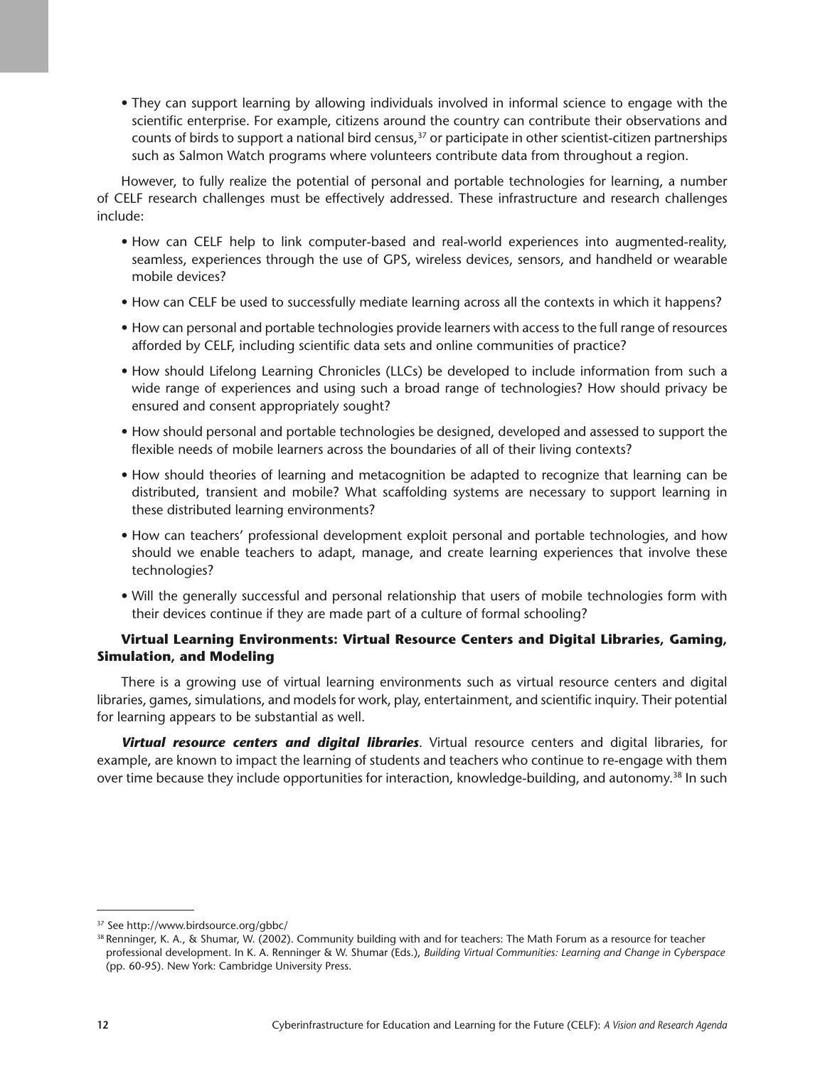- They can support learning by allowing individuals involved in informal science to engage with the scientific enterprise. For example, citizens around the country can contribute their observations and counts of birds to support a national bird census,[37] or participate in other scientist-citizen partnerships such as Salmon Watch programs where volunteers contribute data from throughout a region.

However, to fully realize the potential of personal and portable technologies for learning, a number of CELF research challenges must be effectively addressed. These infrastructure and research challenges include:

- How can CELF help to link computer-based and real-world experiences into augmented-reality, seamless, experiences through the use of GPS, wireless devices, sensors, and handheld or wearable mobile devices?
- How can CELF be used to successfully mediate learning across all the contexts in which it happens?
- How can personal and portable technologies provide learners with access to the full range of resources afforded by CELF, including scientific data sets and online communities of practice?
- How should Lifelong Learning Chronicles (LLCs) be developed to include information from such a wide range of experiences and using such a broad range of technologies? How should privacy be ensured and consent appropriately sought?
- How should personal and portable technologies be designed, developed and assessed to support the flexible needs of mobile learners across the boundaries of all of their living contexts?
- How should theories of learning and metacognition be adapted to recognize that learning can be distributed, transient and mobile? What scaffolding systems are necessary to support learning in these distributed learning environments?
- How can teachers' professional development exploit personal and portable technologies, and how should we enable teachers to adapt, manage, and create learning experiences that involve these technologies?
- Will the generally successful and personal relationship that users of mobile technologies form with their devices continue if they are made part of a culture of formal schooling?

**Virtual Learning Environments: Virtual Resource Centers and Digital Libraries, Gaming, Simulation, and Modeling**

There is a growing use of virtual learning environments such as virtual resource centers and digital libraries, games, simulations, and models for work, play, entertainment, and scientific inquiry. Their potential for learning appears to be substantial as well.

***Virtual resource centers and digital libraries***. Virtual resource centers and digital libraries, for example, are known to impact the learning of students and teachers who continue to re-engage with them over time because they include opportunities for interaction, knowledge-building, and autonomy.[38] In such

---

[37] See http://www.birdsource.org/gbbc/

[38] Renninger, K. A., & Shumar, W. (2002). Community building with and for teachers: The Math Forum as a resource for teacher professional development. In K. A. Renninger & W. Shumar (Eds.), *Building Virtual Communities: Learning and Change in Cyberspace* (pp. 60-95). New York: Cambridge University Press.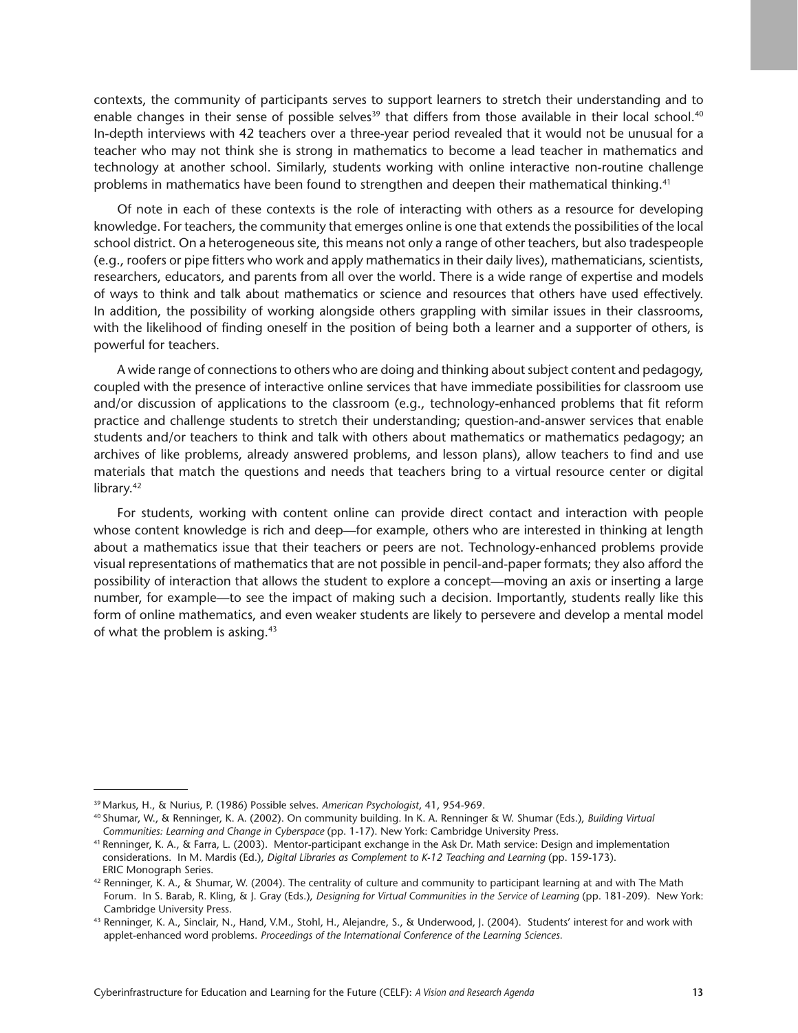contexts, the community of participants serves to support learners to stretch their understanding and to enable changes in their sense of possible selves[39] that differs from those available in their local school.[40] In-depth interviews with 42 teachers over a three-year period revealed that it would not be unusual for a teacher who may not think she is strong in mathematics to become a lead teacher in mathematics and technology at another school. Similarly, students working with online interactive non-routine challenge problems in mathematics have been found to strengthen and deepen their mathematical thinking.[41]

Of note in each of these contexts is the role of interacting with others as a resource for developing knowledge. For teachers, the community that emerges online is one that extends the possibilities of the local school district. On a heterogeneous site, this means not only a range of other teachers, but also tradespeople (e.g., roofers or pipe fitters who work and apply mathematics in their daily lives), mathematicians, scientists, researchers, educators, and parents from all over the world. There is a wide range of expertise and models of ways to think and talk about mathematics or science and resources that others have used effectively. In addition, the possibility of working alongside others grappling with similar issues in their classrooms, with the likelihood of finding oneself in the position of being both a learner and a supporter of others, is powerful for teachers.

A wide range of connections to others who are doing and thinking about subject content and pedagogy, coupled with the presence of interactive online services that have immediate possibilities for classroom use and/or discussion of applications to the classroom (e.g., technology-enhanced problems that fit reform practice and challenge students to stretch their understanding; question-and-answer services that enable students and/or teachers to think and talk with others about mathematics or mathematics pedagogy; an archives of like problems, already answered problems, and lesson plans), allow teachers to find and use materials that match the questions and needs that teachers bring to a virtual resource center or digital library.[42]

For students, working with content online can provide direct contact and interaction with people whose content knowledge is rich and deep—for example, others who are interested in thinking at length about a mathematics issue that their teachers or peers are not. Technology-enhanced problems provide visual representations of mathematics that are not possible in pencil-and-paper formats; they also afford the possibility of interaction that allows the student to explore a concept—moving an axis or inserting a large number, for example—to see the impact of making such a decision. Importantly, students really like this form of online mathematics, and even weaker students are likely to persevere and develop a mental model of what the problem is asking.[43]

---

[39] Markus, H., & Nurius, P. (1986) Possible selves. *American Psychologist*, 41, 954-969.

[40] Shumar, W., & Renninger, K. A. (2002). On community building. In K. A. Renninger & W. Shumar (Eds.), *Building Virtual Communities: Learning and Change in Cyberspace* (pp. 1-17). New York: Cambridge University Press.

[41] Renninger, K. A., & Farra, L. (2003). Mentor-participant exchange in the Ask Dr. Math service: Design and implementation considerations. In M. Mardis (Ed.), *Digital Libraries as Complement to K-12 Teaching and Learning* (pp. 159-173). ERIC Monograph Series.

[42] Renninger, K. A., & Shumar, W. (2004). The centrality of culture and community to participant learning at and with The Math Forum. In S. Barab, R. Kling, & J. Gray (Eds.), *Designing for Virtual Communities in the Service of Learning* (pp. 181-209). New York: Cambridge University Press.

[43] Renninger, K. A., Sinclair, N., Hand, V.M., Stohl, H., Alejandre, S., & Underwood, J. (2004). Students' interest for and work with applet-enhanced word problems. *Proceedings of the International Conference of the Learning Sciences.*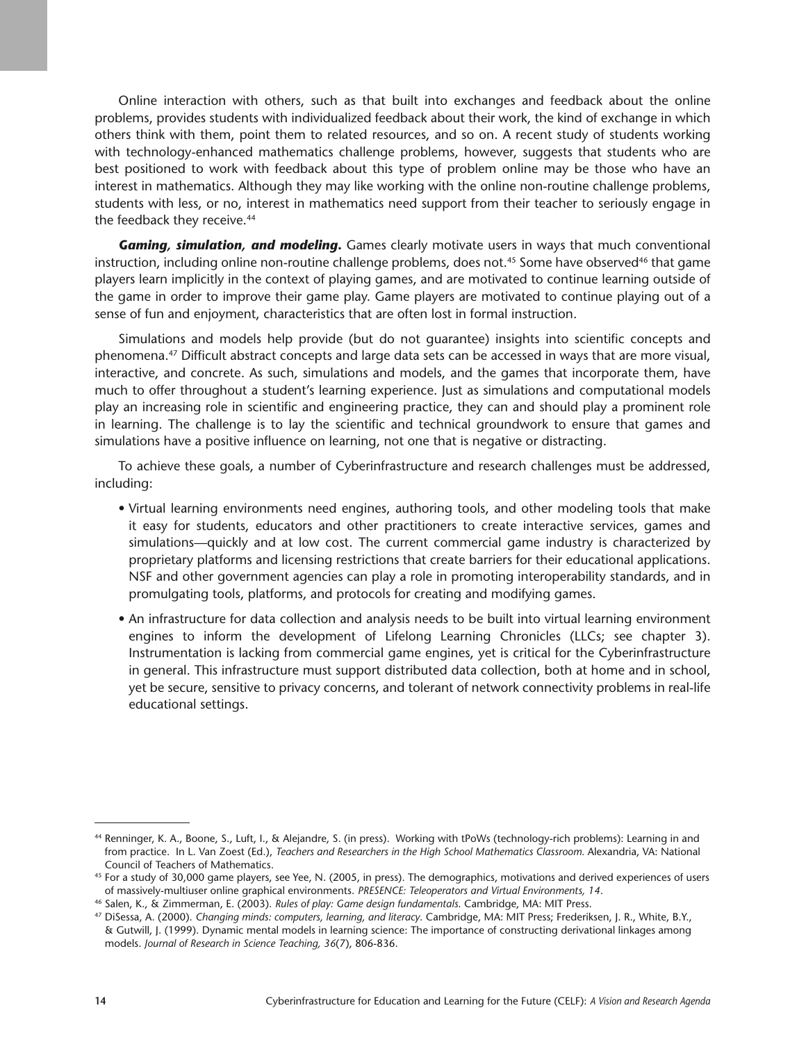Online interaction with others, such as that built into exchanges and feedback about the online problems, provides students with individualized feedback about their work, the kind of exchange in which others think with them, point them to related resources, and so on. A recent study of students working with technology-enhanced mathematics challenge problems, however, suggests that students who are best positioned to work with feedback about this type of problem online may be those who have an interest in mathematics. Although they may like working with the online non-routine challenge problems, students with less, or no, interest in mathematics need support from their teacher to seriously engage in the feedback they receive.[44]

***Gaming, simulation, and modeling.*** Games clearly motivate users in ways that much conventional instruction, including online non-routine challenge problems, does not.[45] Some have observed[46] that game players learn implicitly in the context of playing games, and are motivated to continue learning outside of the game in order to improve their game play. Game players are motivated to continue playing out of a sense of fun and enjoyment, characteristics that are often lost in formal instruction.

Simulations and models help provide (but do not guarantee) insights into scientific concepts and phenomena.[47] Difficult abstract concepts and large data sets can be accessed in ways that are more visual, interactive, and concrete. As such, simulations and models, and the games that incorporate them, have much to offer throughout a student's learning experience. Just as simulations and computational models play an increasing role in scientific and engineering practice, they can and should play a prominent role in learning. The challenge is to lay the scientific and technical groundwork to ensure that games and simulations have a positive influence on learning, not one that is negative or distracting.

To achieve these goals, a number of Cyberinfrastructure and research challenges must be addressed, including:

- Virtual learning environments need engines, authoring tools, and other modeling tools that make it easy for students, educators and other practitioners to create interactive services, games and simulations—quickly and at low cost. The current commercial game industry is characterized by proprietary platforms and licensing restrictions that create barriers for their educational applications. NSF and other government agencies can play a role in promoting interoperability standards, and in promulgating tools, platforms, and protocols for creating and modifying games.
- An infrastructure for data collection and analysis needs to be built into virtual learning environment engines to inform the development of Lifelong Learning Chronicles (LLCs; see chapter 3). Instrumentation is lacking from commercial game engines, yet is critical for the Cyberinfrastructure in general. This infrastructure must support distributed data collection, both at home and in school, yet be secure, sensitive to privacy concerns, and tolerant of network connectivity problems in real-life educational settings.

---

[44] Renninger, K. A., Boone, S., Luft, I., & Alejandre, S. (in press). Working with tPoWs (technology-rich problems): Learning in and from practice. In L. Van Zoest (Ed.), *Teachers and Researchers in the High School Mathematics Classroom.* Alexandria, VA: National Council of Teachers of Mathematics.

[45] For a study of 30,000 game players, see Yee, N. (2005, in press). The demographics, motivations and derived experiences of users of massively-multiuser online graphical environments. *PRESENCE: Teleoperators and Virtual Environments, 14*.

[46] Salen, K., & Zimmerman, E. (2003). *Rules of play: Game design fundamentals.* Cambridge, MA: MIT Press.

[47] DiSessa, A. (2000). *Changing minds: computers, learning, and literacy.* Cambridge, MA: MIT Press; Frederiksen, J. R., White, B.Y., & Gutwill, J. (1999). Dynamic mental models in learning science: The importance of constructing derivational linkages among models. *Journal of Research in Science Teaching, 36*(7), 806-836.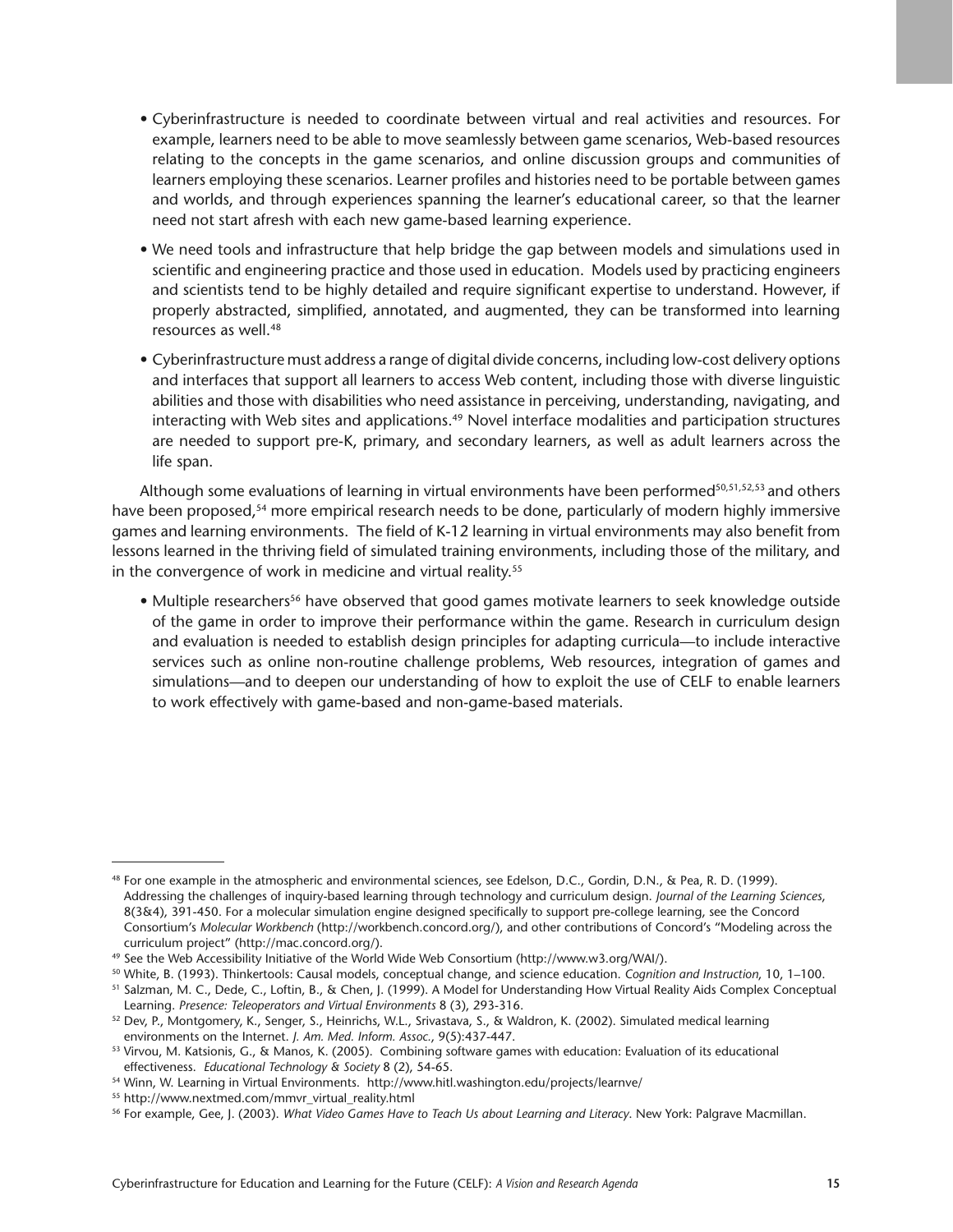- Cyberinfrastructure is needed to coordinate between virtual and real activities and resources. For example, learners need to be able to move seamlessly between game scenarios, Web-based resources relating to the concepts in the game scenarios, and online discussion groups and communities of learners employing these scenarios. Learner profiles and histories need to be portable between games and worlds, and through experiences spanning the learner's educational career, so that the learner need not start afresh with each new game-based learning experience.

- We need tools and infrastructure that help bridge the gap between models and simulations used in scientific and engineering practice and those used in education. Models used by practicing engineers and scientists tend to be highly detailed and require significant expertise to understand. However, if properly abstracted, simplified, annotated, and augmented, they can be transformed into learning resources as well.[48]

- Cyberinfrastructure must address a range of digital divide concerns, including low-cost delivery options and interfaces that support all learners to access Web content, including those with diverse linguistic abilities and those with disabilities who need assistance in perceiving, understanding, navigating, and interacting with Web sites and applications.[49] Novel interface modalities and participation structures are needed to support pre-K, primary, and secondary learners, as well as adult learners across the life span.

Although some evaluations of learning in virtual environments have been performed[50,51,52,53] and others have been proposed,[54] more empirical research needs to be done, particularly of modern highly immersive games and learning environments. The field of K-12 learning in virtual environments may also benefit from lessons learned in the thriving field of simulated training environments, including those of the military, and in the convergence of work in medicine and virtual reality.[55]

- Multiple researchers[56] have observed that good games motivate learners to seek knowledge outside of the game in order to improve their performance within the game. Research in curriculum design and evaluation is needed to establish design principles for adapting curricula—to include interactive services such as online non-routine challenge problems, Web resources, integration of games and simulations—and to deepen our understanding of how to exploit the use of CELF to enable learners to work effectively with game-based and non-game-based materials.

---

[48] For one example in the atmospheric and environmental sciences, see Edelson, D.C., Gordin, D.N., & Pea, R. D. (1999). Addressing the challenges of inquiry-based learning through technology and curriculum design. *Journal of the Learning Sciences*, 8(3&4), 391-450. For a molecular simulation engine designed specifically to support pre-college learning, see the Concord Consortium's *Molecular Workbench* (http://workbench.concord.org/), and other contributions of Concord's "Modeling across the curriculum project" (http://mac.concord.org/).

[49] See the Web Accessibility Initiative of the World Wide Web Consortium (http://www.w3.org/WAI/).

[50] White, B. (1993). Thinkertools: Causal models, conceptual change, and science education. *Cognition and Instruction*, 10, 1–100.

[51] Salzman, M. C., Dede, C., Loftin, B., & Chen, J. (1999). A Model for Understanding How Virtual Reality Aids Complex Conceptual Learning. *Presence: Teleoperators and Virtual Environments* 8 (3), 293-316.

[52] Dev, P., Montgomery, K., Senger, S., Heinrichs, W.L., Srivastava, S., & Waldron, K. (2002). Simulated medical learning environments on the Internet. *J. Am. Med. Inform. Assoc.*, 9(5):437-447.

[53] Virvou, M. Katsionis, G., & Manos, K. (2005). Combining software games with education: Evaluation of its educational effectiveness. *Educational Technology & Society* 8 (2), 54-65.

[54] Winn, W. Learning in Virtual Environments. http://www.hitl.washington.edu/projects/learnve/

[55] http://www.nextmed.com/mmvr_virtual_reality.html

[56] For example, Gee, J. (2003). *What Video Games Have to Teach Us about Learning and Literacy*. New York: Palgrave Macmillan.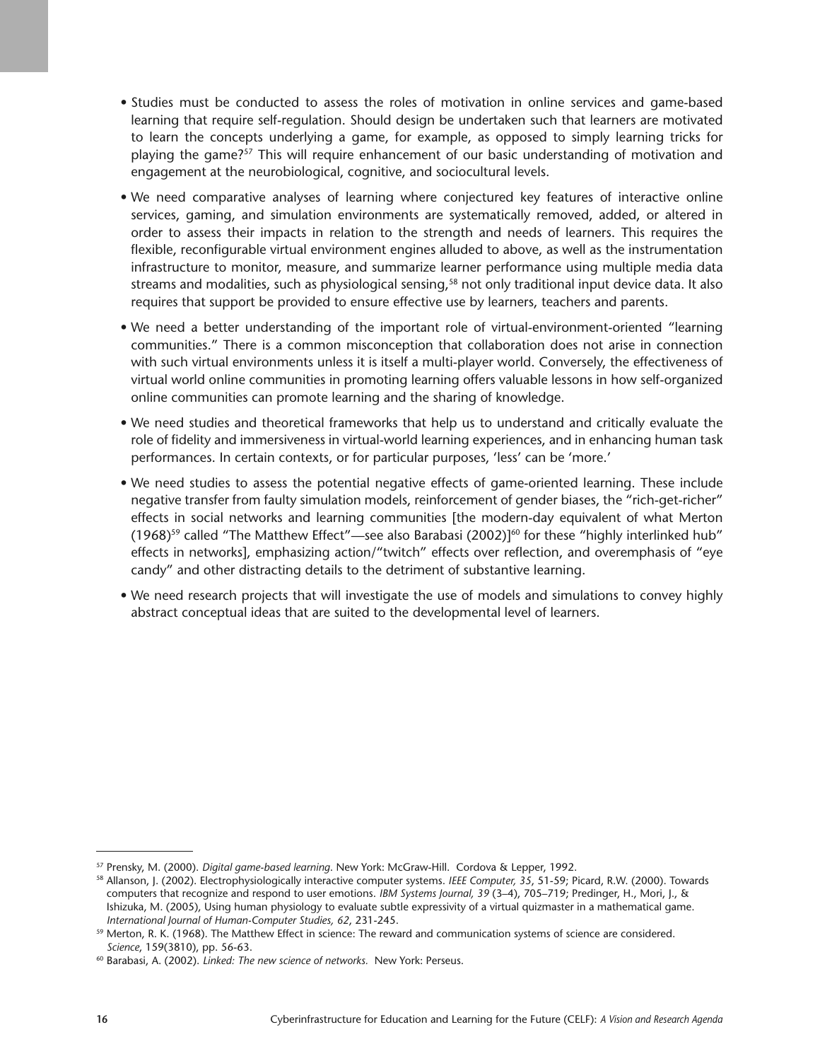- Studies must be conducted to assess the roles of motivation in online services and game-based learning that require self-regulation. Should design be undertaken such that learners are motivated to learn the concepts underlying a game, for example, as opposed to simply learning tricks for playing the game?[57] This will require enhancement of our basic understanding of motivation and engagement at the neurobiological, cognitive, and sociocultural levels.

- We need comparative analyses of learning where conjectured key features of interactive online services, gaming, and simulation environments are systematically removed, added, or altered in order to assess their impacts in relation to the strength and needs of learners. This requires the flexible, reconfigurable virtual environment engines alluded to above, as well as the instrumentation infrastructure to monitor, measure, and summarize learner performance using multiple media data streams and modalities, such as physiological sensing,[58] not only traditional input device data. It also requires that support be provided to ensure effective use by learners, teachers and parents.

- We need a better understanding of the important role of virtual-environment-oriented "learning communities." There is a common misconception that collaboration does not arise in connection with such virtual environments unless it is itself a multi-player world. Conversely, the effectiveness of virtual world online communities in promoting learning offers valuable lessons in how self-organized online communities can promote learning and the sharing of knowledge.

- We need studies and theoretical frameworks that help us to understand and critically evaluate the role of fidelity and immersiveness in virtual-world learning experiences, and in enhancing human task performances. In certain contexts, or for particular purposes, 'less' can be 'more.'

- We need studies to assess the potential negative effects of game-oriented learning. These include negative transfer from faulty simulation models, reinforcement of gender biases, the "rich-get-richer" effects in social networks and learning communities [the modern-day equivalent of what Merton (1968)[59] called "The Matthew Effect"—see also Barabasi (2002)][60] for these "highly interlinked hub" effects in networks], emphasizing action/"twitch" effects over reflection, and overemphasis of "eye candy" and other distracting details to the detriment of substantive learning.

- We need research projects that will investigate the use of models and simulations to convey highly abstract conceptual ideas that are suited to the developmental level of learners.

---

[57] Prensky, M. (2000). *Digital game-based learning*. New York: McGraw-Hill. Cordova & Lepper, 1992.

[58] Allanson, J. (2002). Electrophysiologically interactive computer systems. *IEEE Computer, 35*, 51-59; Picard, R.W. (2000). Towards computers that recognize and respond to user emotions. *IBM Systems Journal, 39* (3–4), 705–719; Predinger, H., Mori, J., & Ishizuka, M. (2005), Using human physiology to evaluate subtle expressivity of a virtual quizmaster in a mathematical game. *International Journal of Human-Computer Studies, 62*, 231-245.

[59] Merton, R. K. (1968). The Matthew Effect in science: The reward and communication systems of science are considered. *Science*, 159(3810), pp. 56-63.

[60] Barabasi, A. (2002). *Linked: The new science of networks.* New York: Perseus.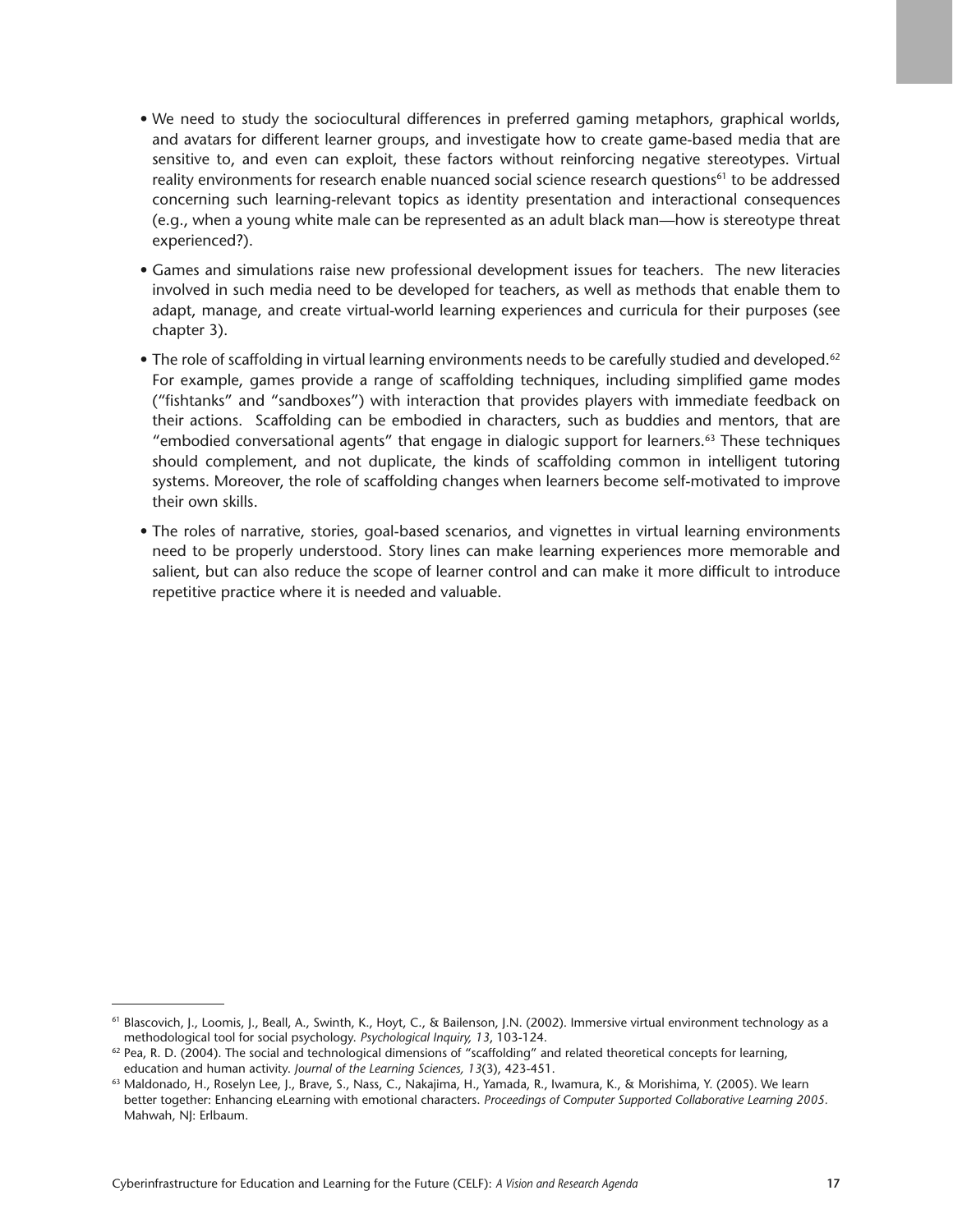- We need to study the sociocultural differences in preferred gaming metaphors, graphical worlds, and avatars for different learner groups, and investigate how to create game-based media that are sensitive to, and even can exploit, these factors without reinforcing negative stereotypes. Virtual reality environments for research enable nuanced social science research questions[61] to be addressed concerning such learning-relevant topics as identity presentation and interactional consequences (e.g., when a young white male can be represented as an adult black man—how is stereotype threat experienced?).

- Games and simulations raise new professional development issues for teachers. The new literacies involved in such media need to be developed for teachers, as well as methods that enable them to adapt, manage, and create virtual-world learning experiences and curricula for their purposes (see chapter 3).

- The role of scaffolding in virtual learning environments needs to be carefully studied and developed.[62] For example, games provide a range of scaffolding techniques, including simplified game modes ("fishtanks" and "sandboxes") with interaction that provides players with immediate feedback on their actions. Scaffolding can be embodied in characters, such as buddies and mentors, that are "embodied conversational agents" that engage in dialogic support for learners.[63] These techniques should complement, and not duplicate, the kinds of scaffolding common in intelligent tutoring systems. Moreover, the role of scaffolding changes when learners become self-motivated to improve their own skills.

- The roles of narrative, stories, goal-based scenarios, and vignettes in virtual learning environments need to be properly understood. Story lines can make learning experiences more memorable and salient, but can also reduce the scope of learner control and can make it more difficult to introduce repetitive practice where it is needed and valuable.

---

[61] Blascovich, J., Loomis, J., Beall, A., Swinth, K., Hoyt, C., & Bailenson, J.N. (2002). Immersive virtual environment technology as a methodological tool for social psychology. *Psychological Inquiry, 13*, 103-124.

[62] Pea, R. D. (2004). The social and technological dimensions of "scaffolding" and related theoretical concepts for learning, education and human activity. *Journal of the Learning Sciences, 13*(3), 423-451.

[63] Maldonado, H., Roselyn Lee, J., Brave, S., Nass, C., Nakajima, H., Yamada, R., Iwamura, K., & Morishima, Y. (2005). We learn better together: Enhancing eLearning with emotional characters. *Proceedings of Computer Supported Collaborative Learning 2005*. Mahwah, NJ: Erlbaum.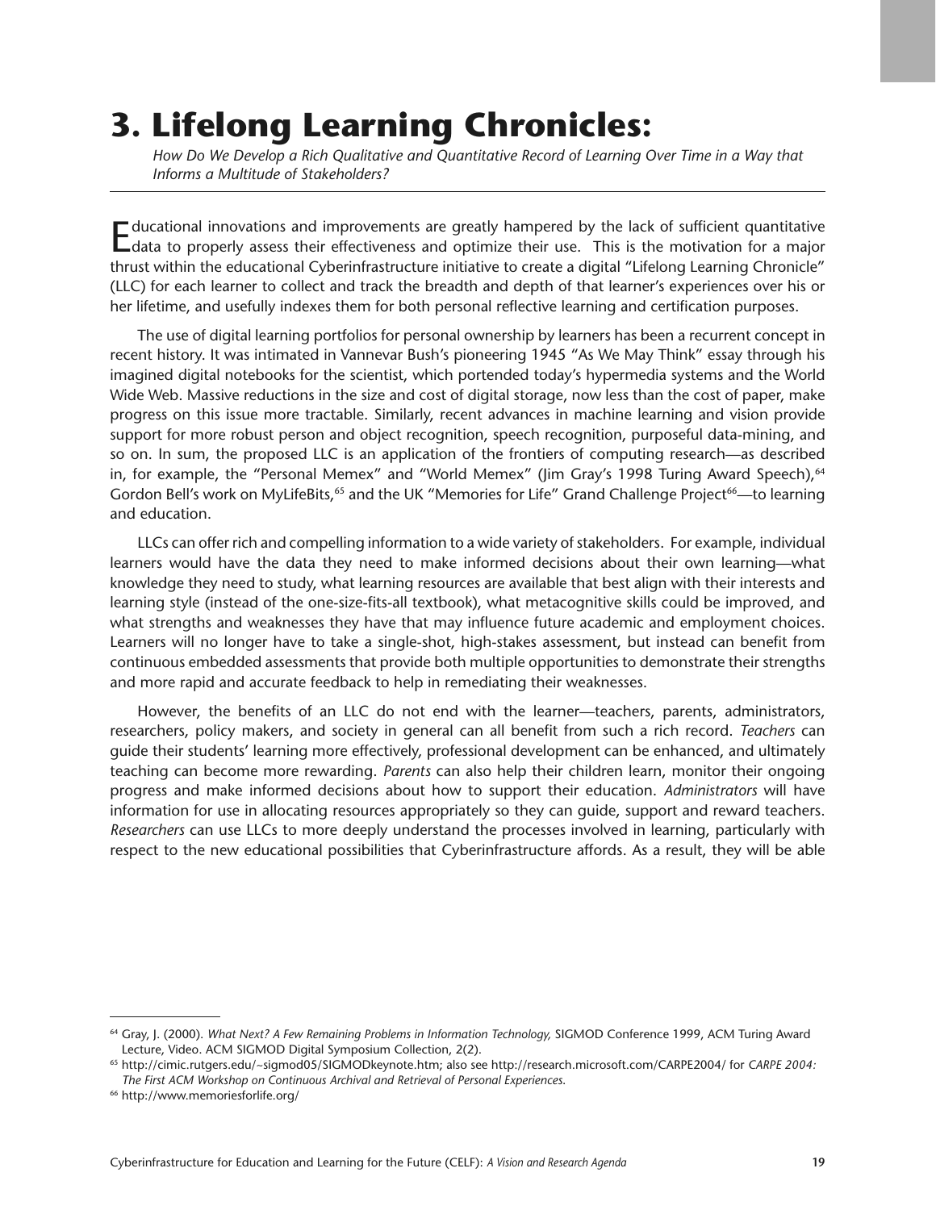# 3. Lifelong Learning Chronicles:

*How Do We Develop a Rich Qualitative and Quantitative Record of Learning Over Time in a Way that Informs a Multitude of Stakeholders?*

Educational innovations and improvements are greatly hampered by the lack of sufficient quantitative data to properly assess their effectiveness and optimize their use. This is the motivation for a major thrust within the educational Cyberinfrastructure initiative to create a digital "Lifelong Learning Chronicle" (LLC) for each learner to collect and track the breadth and depth of that learner's experiences over his or her lifetime, and usefully indexes them for both personal reflective learning and certification purposes.

The use of digital learning portfolios for personal ownership by learners has been a recurrent concept in recent history. It was intimated in Vannevar Bush's pioneering 1945 "As We May Think" essay through his imagined digital notebooks for the scientist, which portended today's hypermedia systems and the World Wide Web. Massive reductions in the size and cost of digital storage, now less than the cost of paper, make progress on this issue more tractable. Similarly, recent advances in machine learning and vision provide support for more robust person and object recognition, speech recognition, purposeful data-mining, and so on. In sum, the proposed LLC is an application of the frontiers of computing research—as described in, for example, the "Personal Memex" and "World Memex" (Jim Gray's 1998 Turing Award Speech),[64] Gordon Bell's work on MyLifeBits,[65] and the UK "Memories for Life" Grand Challenge Project[66]—to learning and education.

LLCs can offer rich and compelling information to a wide variety of stakeholders. For example, individual learners would have the data they need to make informed decisions about their own learning—what knowledge they need to study, what learning resources are available that best align with their interests and learning style (instead of the one-size-fits-all textbook), what metacognitive skills could be improved, and what strengths and weaknesses they have that may influence future academic and employment choices. Learners will no longer have to take a single-shot, high-stakes assessment, but instead can benefit from continuous embedded assessments that provide both multiple opportunities to demonstrate their strengths and more rapid and accurate feedback to help in remediating their weaknesses.

However, the benefits of an LLC do not end with the learner—teachers, parents, administrators, researchers, policy makers, and society in general can all benefit from such a rich record. *Teachers* can guide their students' learning more effectively, professional development can be enhanced, and ultimately teaching can become more rewarding. *Parents* can also help their children learn, monitor their ongoing progress and make informed decisions about how to support their education. *Administrators* will have information for use in allocating resources appropriately so they can guide, support and reward teachers. *Researchers* can use LLCs to more deeply understand the processes involved in learning, particularly with respect to the new educational possibilities that Cyberinfrastructure affords. As a result, they will be able

---

[64] Gray, J. (2000). *What Next? A Few Remaining Problems in Information Technology,* SIGMOD Conference 1999, ACM Turing Award Lecture, Video. ACM SIGMOD Digital Symposium Collection, 2(2).

[65] http://cimic.rutgers.edu/~sigmod05/SIGMODkeynote.htm; also see http://research.microsoft.com/CARPE2004/ for *CARPE 2004: The First ACM Workshop on Continuous Archival and Retrieval of Personal Experiences.*

[66] http://www.memoriesforlife.org/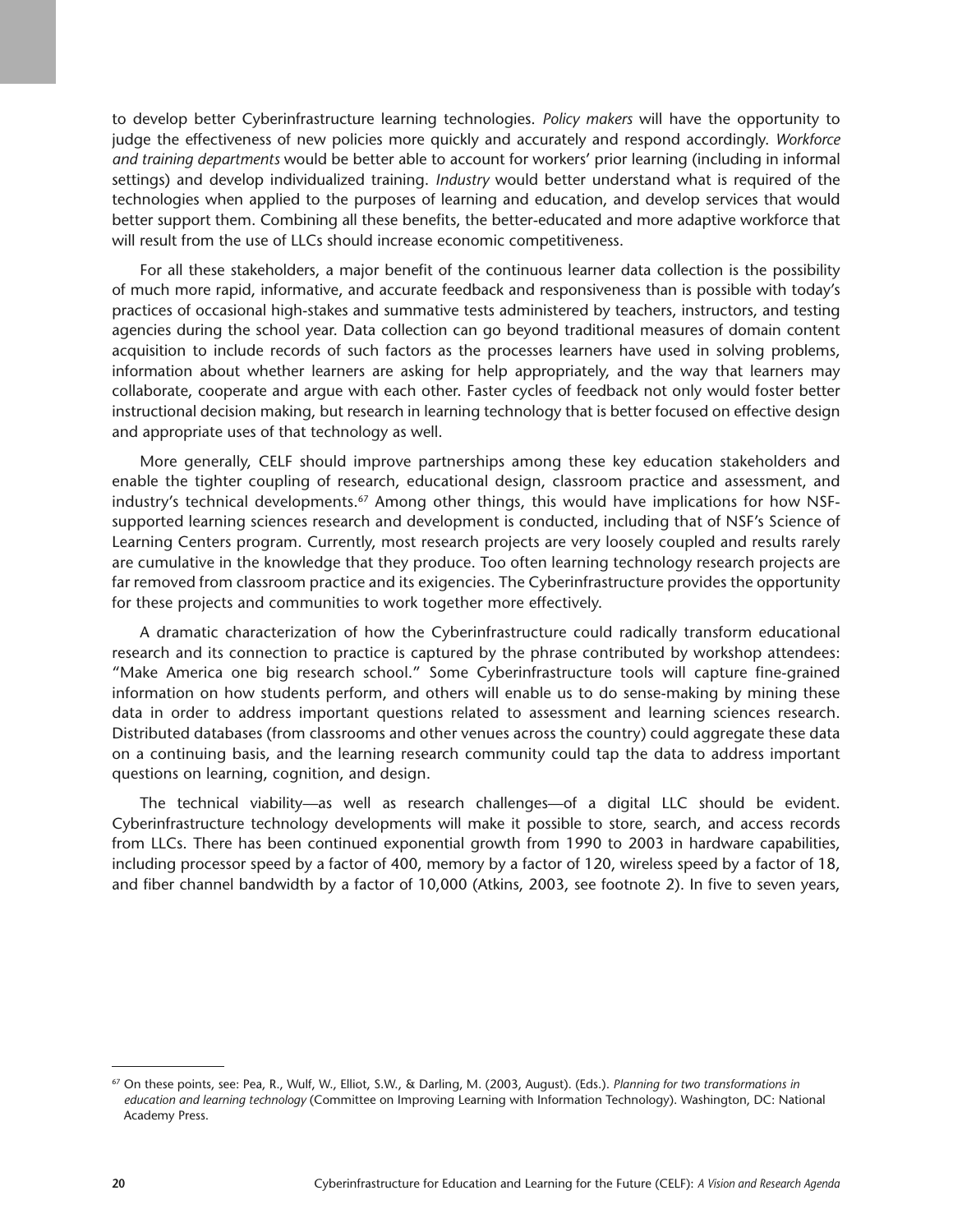to develop better Cyberinfrastructure learning technologies. *Policy makers* will have the opportunity to judge the effectiveness of new policies more quickly and accurately and respond accordingly. *Workforce and training departments* would be better able to account for workers' prior learning (including in informal settings) and develop individualized training. *Industry* would better understand what is required of the technologies when applied to the purposes of learning and education, and develop services that would better support them. Combining all these benefits, the better-educated and more adaptive workforce that will result from the use of LLCs should increase economic competitiveness.

For all these stakeholders, a major benefit of the continuous learner data collection is the possibility of much more rapid, informative, and accurate feedback and responsiveness than is possible with today's practices of occasional high-stakes and summative tests administered by teachers, instructors, and testing agencies during the school year. Data collection can go beyond traditional measures of domain content acquisition to include records of such factors as the processes learners have used in solving problems, information about whether learners are asking for help appropriately, and the way that learners may collaborate, cooperate and argue with each other. Faster cycles of feedback not only would foster better instructional decision making, but research in learning technology that is better focused on effective design and appropriate uses of that technology as well.

More generally, CELF should improve partnerships among these key education stakeholders and enable the tighter coupling of research, educational design, classroom practice and assessment, and industry's technical developments.[67] Among other things, this would have implications for how NSF-supported learning sciences research and development is conducted, including that of NSF's Science of Learning Centers program. Currently, most research projects are very loosely coupled and results rarely are cumulative in the knowledge that they produce. Too often learning technology research projects are far removed from classroom practice and its exigencies. The Cyberinfrastructure provides the opportunity for these projects and communities to work together more effectively.

A dramatic characterization of how the Cyberinfrastructure could radically transform educational research and its connection to practice is captured by the phrase contributed by workshop attendees: "Make America one big research school." Some Cyberinfrastructure tools will capture fine-grained information on how students perform, and others will enable us to do sense-making by mining these data in order to address important questions related to assessment and learning sciences research. Distributed databases (from classrooms and other venues across the country) could aggregate these data on a continuing basis, and the learning research community could tap the data to address important questions on learning, cognition, and design.

The technical viability—as well as research challenges—of a digital LLC should be evident. Cyberinfrastructure technology developments will make it possible to store, search, and access records from LLCs. There has been continued exponential growth from 1990 to 2003 in hardware capabilities, including processor speed by a factor of 400, memory by a factor of 120, wireless speed by a factor of 18, and fiber channel bandwidth by a factor of 10,000 (Atkins, 2003, see footnote 2). In five to seven years,

---

[67] On these points, see: Pea, R., Wulf, W., Elliot, S.W., & Darling, M. (2003, August). (Eds.). *Planning for two transformations in education and learning technology* (Committee on Improving Learning with Information Technology). Washington, DC: National Academy Press.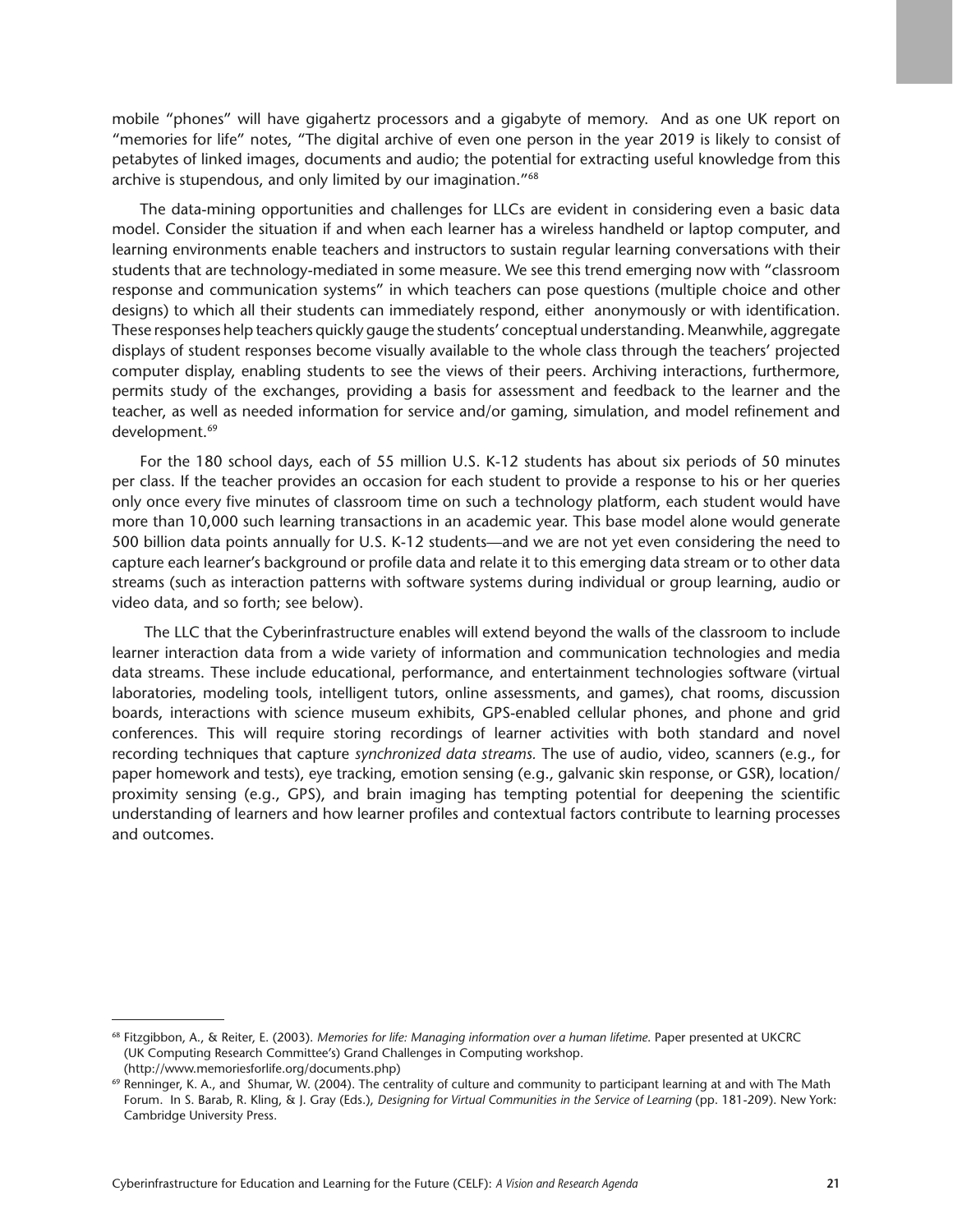mobile "phones" will have gigahertz processors and a gigabyte of memory. And as one UK report on "memories for life" notes, "The digital archive of even one person in the year 2019 is likely to consist of petabytes of linked images, documents and audio; the potential for extracting useful knowledge from this archive is stupendous, and only limited by our imagination."[68]

The data-mining opportunities and challenges for LLCs are evident in considering even a basic data model. Consider the situation if and when each learner has a wireless handheld or laptop computer, and learning environments enable teachers and instructors to sustain regular learning conversations with their students that are technology-mediated in some measure. We see this trend emerging now with "classroom response and communication systems" in which teachers can pose questions (multiple choice and other designs) to which all their students can immediately respond, either anonymously or with identification. These responses help teachers quickly gauge the students' conceptual understanding. Meanwhile, aggregate displays of student responses become visually available to the whole class through the teachers' projected computer display, enabling students to see the views of their peers. Archiving interactions, furthermore, permits study of the exchanges, providing a basis for assessment and feedback to the learner and the teacher, as well as needed information for service and/or gaming, simulation, and model refinement and development.[69]

For the 180 school days, each of 55 million U.S. K-12 students has about six periods of 50 minutes per class. If the teacher provides an occasion for each student to provide a response to his or her queries only once every five minutes of classroom time on such a technology platform, each student would have more than 10,000 such learning transactions in an academic year. This base model alone would generate 500 billion data points annually for U.S. K-12 students—and we are not yet even considering the need to capture each learner's background or profile data and relate it to this emerging data stream or to other data streams (such as interaction patterns with software systems during individual or group learning, audio or video data, and so forth; see below).

The LLC that the Cyberinfrastructure enables will extend beyond the walls of the classroom to include learner interaction data from a wide variety of information and communication technologies and media data streams. These include educational, performance, and entertainment technologies software (virtual laboratories, modeling tools, intelligent tutors, online assessments, and games), chat rooms, discussion boards, interactions with science museum exhibits, GPS-enabled cellular phones, and phone and grid conferences. This will require storing recordings of learner activities with both standard and novel recording techniques that capture *synchronized data streams.* The use of audio, video, scanners (e.g., for paper homework and tests), eye tracking, emotion sensing (e.g., galvanic skin response, or GSR), location/proximity sensing (e.g., GPS), and brain imaging has tempting potential for deepening the scientific understanding of learners and how learner profiles and contextual factors contribute to learning processes and outcomes.

---

[68] Fitzgibbon, A., & Reiter, E. (2003). *Memories for life: Managing information over a human lifetime*. Paper presented at UKCRC (UK Computing Research Committee's) Grand Challenges in Computing workshop. (http://www.memoriesforlife.org/documents.php)

[69] Renninger, K. A., and Shumar, W. (2004). The centrality of culture and community to participant learning at and with The Math Forum. In S. Barab, R. Kling, & J. Gray (Eds.), *Designing for Virtual Communities in the Service of Learning* (pp. 181-209). New York: Cambridge University Press.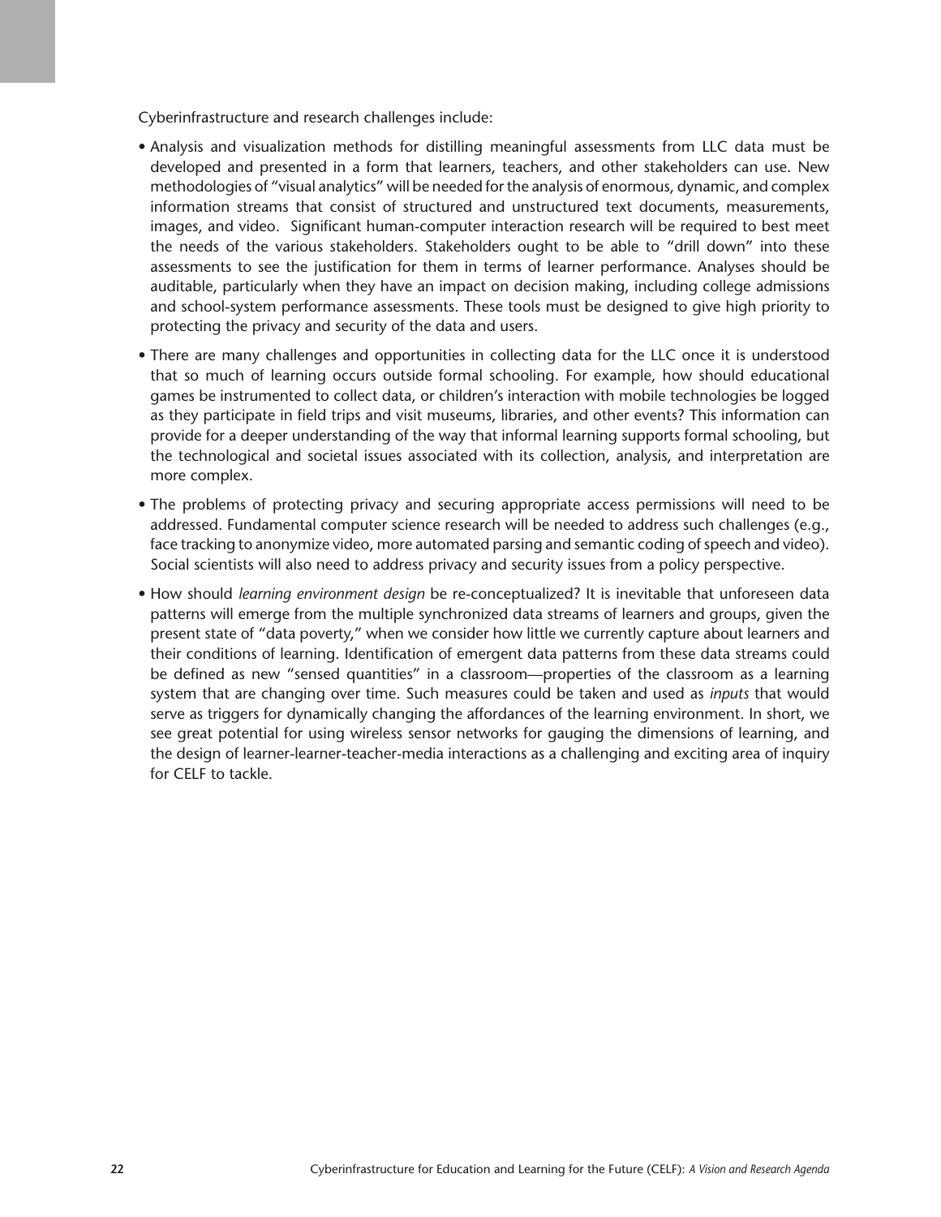Cyberinfrastructure and research challenges include:

- Analysis and visualization methods for distilling meaningful assessments from LLC data must be developed and presented in a form that learners, teachers, and other stakeholders can use. New methodologies of "visual analytics" will be needed for the analysis of enormous, dynamic, and complex information streams that consist of structured and unstructured text documents, measurements, images, and video. Significant human-computer interaction research will be required to best meet the needs of the various stakeholders. Stakeholders ought to be able to "drill down" into these assessments to see the justification for them in terms of learner performance. Analyses should be auditable, particularly when they have an impact on decision making, including college admissions and school-system performance assessments. These tools must be designed to give high priority to protecting the privacy and security of the data and users.
- There are many challenges and opportunities in collecting data for the LLC once it is understood that so much of learning occurs outside formal schooling. For example, how should educational games be instrumented to collect data, or children's interaction with mobile technologies be logged as they participate in field trips and visit museums, libraries, and other events? This information can provide for a deeper understanding of the way that informal learning supports formal schooling, but the technological and societal issues associated with its collection, analysis, and interpretation are more complex.
- The problems of protecting privacy and securing appropriate access permissions will need to be addressed. Fundamental computer science research will be needed to address such challenges (e.g., face tracking to anonymize video, more automated parsing and semantic coding of speech and video). Social scientists will also need to address privacy and security issues from a policy perspective.
- How should *learning environment design* be re-conceptualized? It is inevitable that unforeseen data patterns will emerge from the multiple synchronized data streams of learners and groups, given the present state of "data poverty," when we consider how little we currently capture about learners and their conditions of learning. Identification of emergent data patterns from these data streams could be defined as new "sensed quantities" in a classroom—properties of the classroom as a learning system that are changing over time. Such measures could be taken and used as *inputs* that would serve as triggers for dynamically changing the affordances of the learning environment. In short, we see great potential for using wireless sensor networks for gauging the dimensions of learning, and the design of learner-learner-teacher-media interactions as a challenging and exciting area of inquiry for CELF to tackle.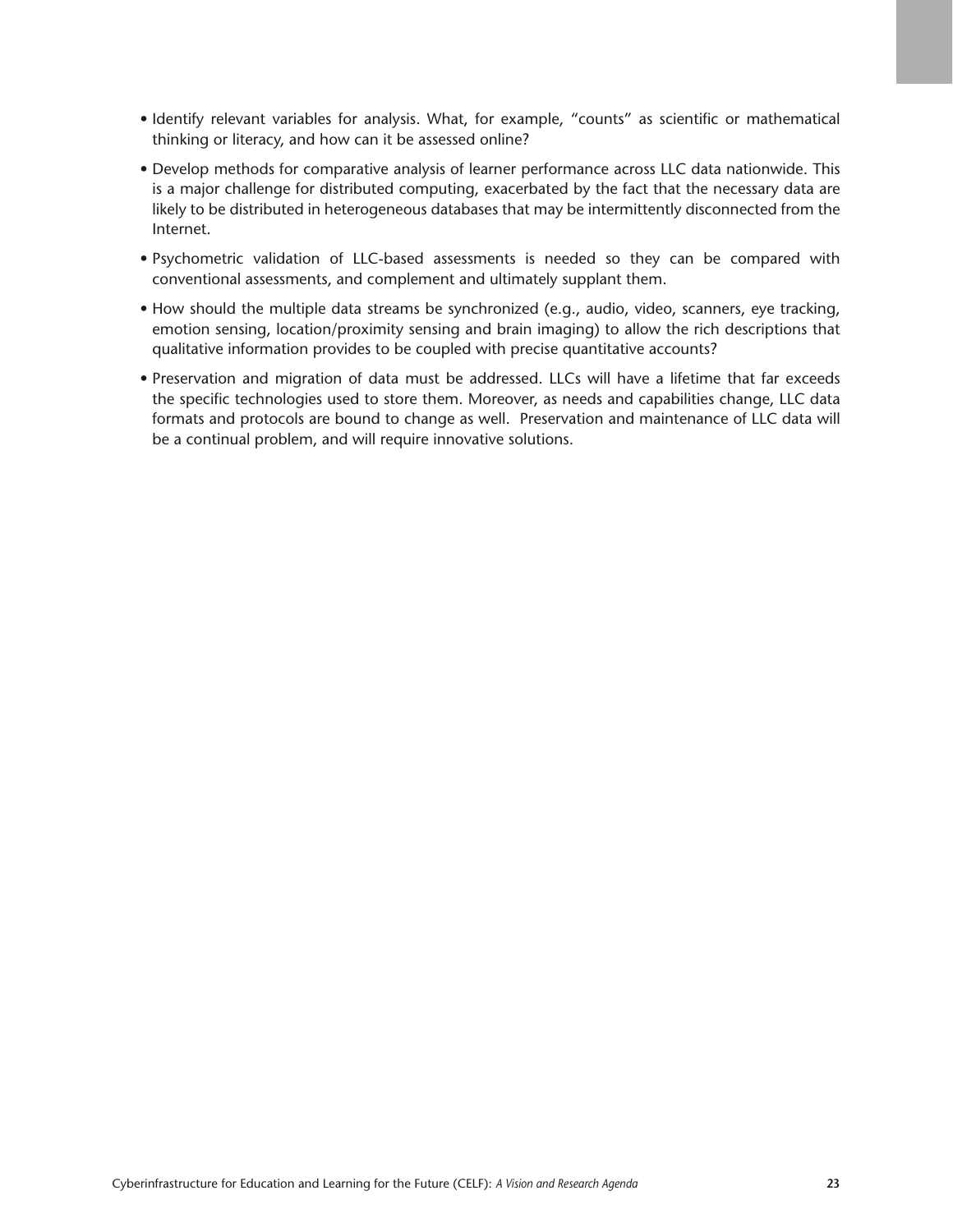- Identify relevant variables for analysis. What, for example, "counts" as scientific or mathematical thinking or literacy, and how can it be assessed online?
- Develop methods for comparative analysis of learner performance across LLC data nationwide. This is a major challenge for distributed computing, exacerbated by the fact that the necessary data are likely to be distributed in heterogeneous databases that may be intermittently disconnected from the Internet.
- Psychometric validation of LLC-based assessments is needed so they can be compared with conventional assessments, and complement and ultimately supplant them.
- How should the multiple data streams be synchronized (e.g., audio, video, scanners, eye tracking, emotion sensing, location/proximity sensing and brain imaging) to allow the rich descriptions that qualitative information provides to be coupled with precise quantitative accounts?
- Preservation and migration of data must be addressed. LLCs will have a lifetime that far exceeds the specific technologies used to store them. Moreover, as needs and capabilities change, LLC data formats and protocols are bound to change as well. Preservation and maintenance of LLC data will be a continual problem, and will require innovative solutions.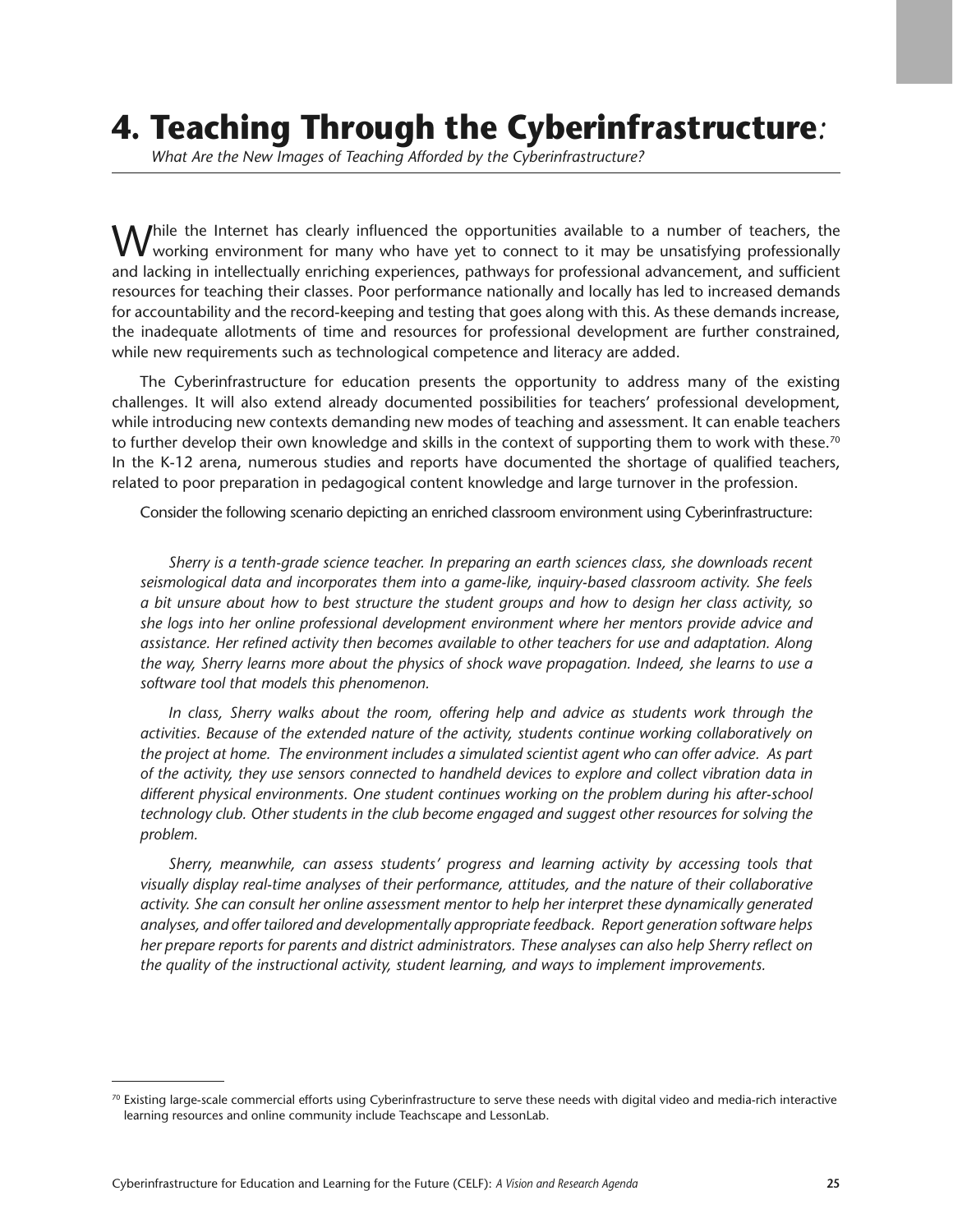# 4. Teaching Through the Cyberinfrastructure*:*

*What Are the New Images of Teaching Afforded by the Cyberinfrastructure?*

While the Internet has clearly influenced the opportunities available to a number of teachers, the working environment for many who have yet to connect to it may be unsatisfying professionally and lacking in intellectually enriching experiences, pathways for professional advancement, and sufficient resources for teaching their classes. Poor performance nationally and locally has led to increased demands for accountability and the record-keeping and testing that goes along with this. As these demands increase, the inadequate allotments of time and resources for professional development are further constrained, while new requirements such as technological competence and literacy are added.

The Cyberinfrastructure for education presents the opportunity to address many of the existing challenges. It will also extend already documented possibilities for teachers' professional development, while introducing new contexts demanding new modes of teaching and assessment. It can enable teachers to further develop their own knowledge and skills in the context of supporting them to work with these.[70] In the K-12 arena, numerous studies and reports have documented the shortage of qualified teachers, related to poor preparation in pedagogical content knowledge and large turnover in the profession.

Consider the following scenario depicting an enriched classroom environment using Cyberinfrastructure:

*Sherry is a tenth-grade science teacher. In preparing an earth sciences class, she downloads recent seismological data and incorporates them into a game-like, inquiry-based classroom activity. She feels a bit unsure about how to best structure the student groups and how to design her class activity, so she logs into her online professional development environment where her mentors provide advice and assistance. Her refined activity then becomes available to other teachers for use and adaptation. Along the way, Sherry learns more about the physics of shock wave propagation. Indeed, she learns to use a software tool that models this phenomenon.*

*In class, Sherry walks about the room, offering help and advice as students work through the activities. Because of the extended nature of the activity, students continue working collaboratively on the project at home. The environment includes a simulated scientist agent who can offer advice. As part of the activity, they use sensors connected to handheld devices to explore and collect vibration data in different physical environments. One student continues working on the problem during his after-school technology club. Other students in the club become engaged and suggest other resources for solving the problem.*

*Sherry, meanwhile, can assess students' progress and learning activity by accessing tools that visually display real-time analyses of their performance, attitudes, and the nature of their collaborative activity. She can consult her online assessment mentor to help her interpret these dynamically generated analyses, and offer tailored and developmentally appropriate feedback. Report generation software helps her prepare reports for parents and district administrators. These analyses can also help Sherry reflect on the quality of the instructional activity, student learning, and ways to implement improvements.*

---

[70] Existing large-scale commercial efforts using Cyberinfrastructure to serve these needs with digital video and media-rich interactive learning resources and online community include Teachscape and LessonLab.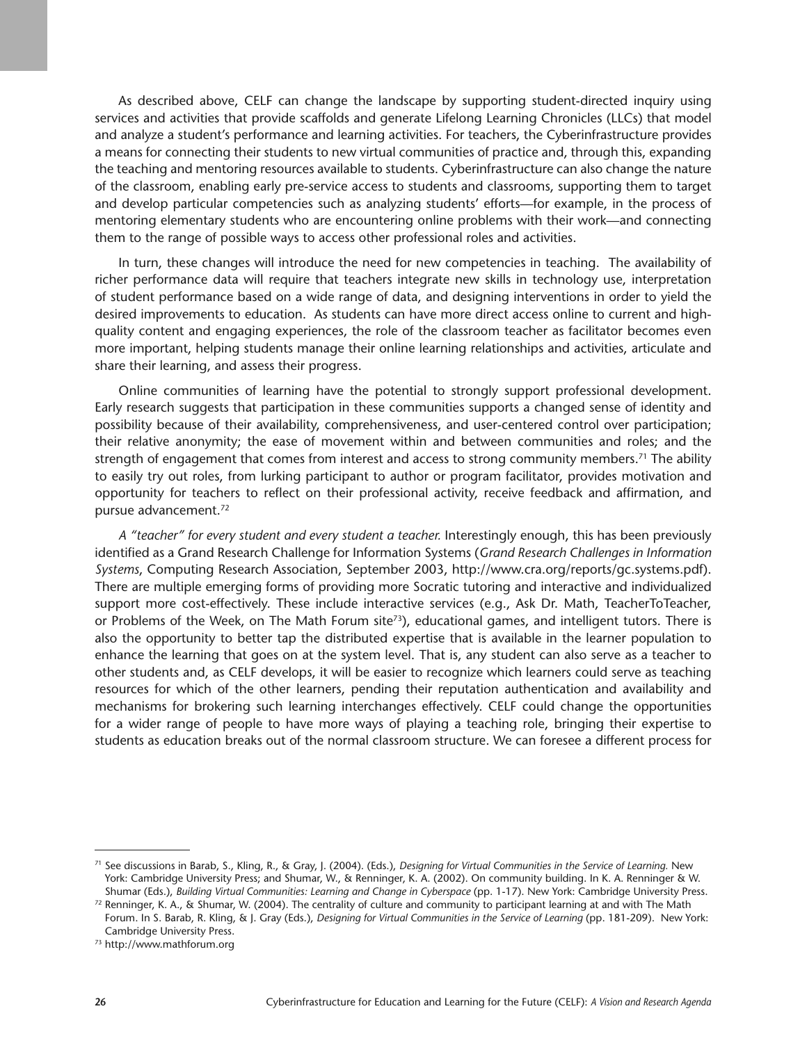As described above, CELF can change the landscape by supporting student-directed inquiry using services and activities that provide scaffolds and generate Lifelong Learning Chronicles (LLCs) that model and analyze a student's performance and learning activities. For teachers, the Cyberinfrastructure provides a means for connecting their students to new virtual communities of practice and, through this, expanding the teaching and mentoring resources available to students. Cyberinfrastructure can also change the nature of the classroom, enabling early pre-service access to students and classrooms, supporting them to target and develop particular competencies such as analyzing students' efforts—for example, in the process of mentoring elementary students who are encountering online problems with their work—and connecting them to the range of possible ways to access other professional roles and activities.

In turn, these changes will introduce the need for new competencies in teaching. The availability of richer performance data will require that teachers integrate new skills in technology use, interpretation of student performance based on a wide range of data, and designing interventions in order to yield the desired improvements to education. As students can have more direct access online to current and high-quality content and engaging experiences, the role of the classroom teacher as facilitator becomes even more important, helping students manage their online learning relationships and activities, articulate and share their learning, and assess their progress.

Online communities of learning have the potential to strongly support professional development. Early research suggests that participation in these communities supports a changed sense of identity and possibility because of their availability, comprehensiveness, and user-centered control over participation; their relative anonymity; the ease of movement within and between communities and roles; and the strength of engagement that comes from interest and access to strong community members.[71] The ability to easily try out roles, from lurking participant to author or program facilitator, provides motivation and opportunity for teachers to reflect on their professional activity, receive feedback and affirmation, and pursue advancement.[72]

*A "teacher" for every student and every student a teacher.* Interestingly enough, this has been previously identified as a Grand Research Challenge for Information Systems (*Grand Research Challenges in Information Systems*, Computing Research Association, September 2003, http://www.cra.org/reports/gc.systems.pdf). There are multiple emerging forms of providing more Socratic tutoring and interactive and individualized support more cost-effectively. These include interactive services (e.g., Ask Dr. Math, TeacherToTeacher, or Problems of the Week, on The Math Forum site[73]), educational games, and intelligent tutors. There is also the opportunity to better tap the distributed expertise that is available in the learner population to enhance the learning that goes on at the system level. That is, any student can also serve as a teacher to other students and, as CELF develops, it will be easier to recognize which learners could serve as teaching resources for which of the other learners, pending their reputation authentication and availability and mechanisms for brokering such learning interchanges effectively. CELF could change the opportunities for a wider range of people to have more ways of playing a teaching role, bringing their expertise to students as education breaks out of the normal classroom structure. We can foresee a different process for

---

[71] See discussions in Barab, S., Kling, R., & Gray, J. (2004). (Eds.), *Designing for Virtual Communities in the Service of Learning.* New York: Cambridge University Press; and Shumar, W., & Renninger, K. A. (2002). On community building. In K. A. Renninger & W. Shumar (Eds.), *Building Virtual Communities: Learning and Change in Cyberspace* (pp. 1-17). New York: Cambridge University Press.

[72] Renninger, K. A., & Shumar, W. (2004). The centrality of culture and community to participant learning at and with The Math Forum. In S. Barab, R. Kling, & J. Gray (Eds.), *Designing for Virtual Communities in the Service of Learning* (pp. 181-209). New York: Cambridge University Press.

[73] http://www.mathforum.org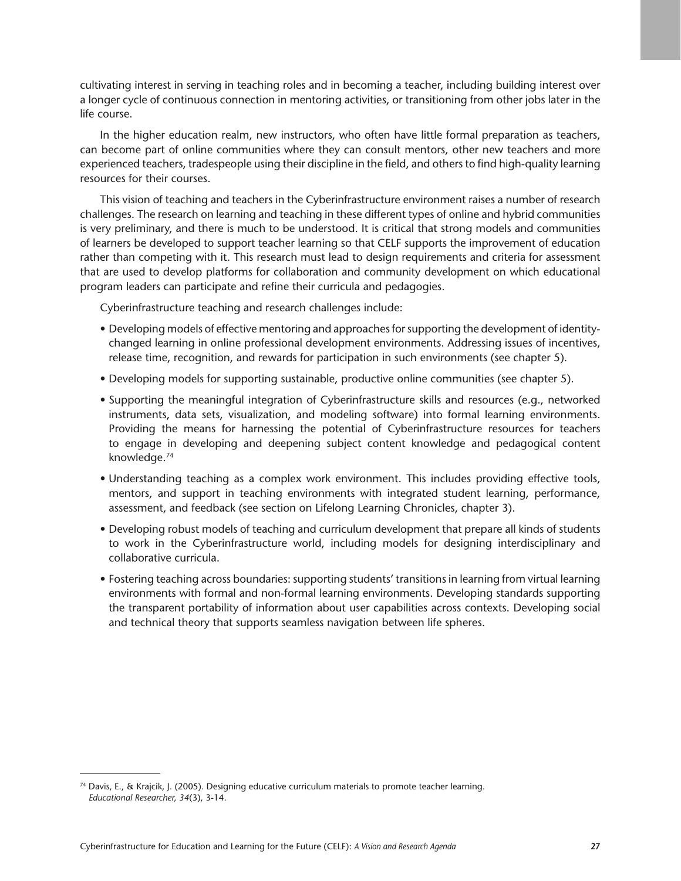cultivating interest in serving in teaching roles and in becoming a teacher, including building interest over a longer cycle of continuous connection in mentoring activities, or transitioning from other jobs later in the life course.

In the higher education realm, new instructors, who often have little formal preparation as teachers, can become part of online communities where they can consult mentors, other new teachers and more experienced teachers, tradespeople using their discipline in the field, and others to find high-quality learning resources for their courses.

This vision of teaching and teachers in the Cyberinfrastructure environment raises a number of research challenges. The research on learning and teaching in these different types of online and hybrid communities is very preliminary, and there is much to be understood. It is critical that strong models and communities of learners be developed to support teacher learning so that CELF supports the improvement of education rather than competing with it. This research must lead to design requirements and criteria for assessment that are used to develop platforms for collaboration and community development on which educational program leaders can participate and refine their curricula and pedagogies.

Cyberinfrastructure teaching and research challenges include:

- Developing models of effective mentoring and approaches for supporting the development of identity-changed learning in online professional development environments. Addressing issues of incentives, release time, recognition, and rewards for participation in such environments (see chapter 5).
- Developing models for supporting sustainable, productive online communities (see chapter 5).
- Supporting the meaningful integration of Cyberinfrastructure skills and resources (e.g., networked instruments, data sets, visualization, and modeling software) into formal learning environments. Providing the means for harnessing the potential of Cyberinfrastructure resources for teachers to engage in developing and deepening subject content knowledge and pedagogical content knowledge.[74]
- Understanding teaching as a complex work environment. This includes providing effective tools, mentors, and support in teaching environments with integrated student learning, performance, assessment, and feedback (see section on Lifelong Learning Chronicles, chapter 3).
- Developing robust models of teaching and curriculum development that prepare all kinds of students to work in the Cyberinfrastructure world, including models for designing interdisciplinary and collaborative curricula.
- Fostering teaching across boundaries: supporting students' transitions in learning from virtual learning environments with formal and non-formal learning environments. Developing standards supporting the transparent portability of information about user capabilities across contexts. Developing social and technical theory that supports seamless navigation between life spheres.

---

[74] Davis, E., & Krajcik, J. (2005). Designing educative curriculum materials to promote teacher learning. *Educational Researcher, 34*(3), 3-14.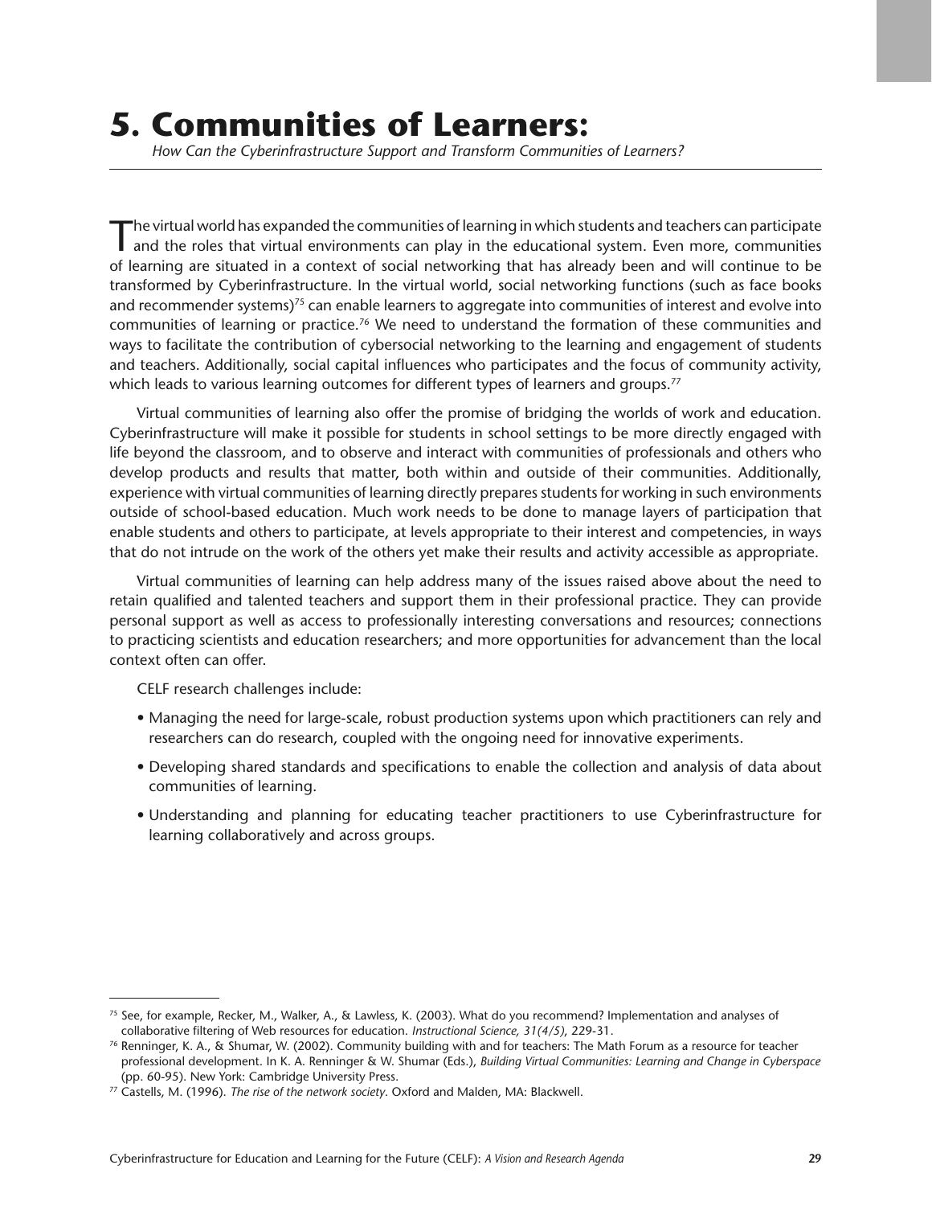# 5. Communities of Learners:

*How Can the Cyberinfrastructure Support and Transform Communities of Learners?*

The virtual world has expanded the communities of learning in which students and teachers can participate and the roles that virtual environments can play in the educational system. Even more, communities of learning are situated in a context of social networking that has already been and will continue to be transformed by Cyberinfrastructure. In the virtual world, social networking functions (such as face books and recommender systems)[75] can enable learners to aggregate into communities of interest and evolve into communities of learning or practice.[76] We need to understand the formation of these communities and ways to facilitate the contribution of cybersocial networking to the learning and engagement of students and teachers. Additionally, social capital influences who participates and the focus of community activity, which leads to various learning outcomes for different types of learners and groups.[77]

Virtual communities of learning also offer the promise of bridging the worlds of work and education. Cyberinfrastructure will make it possible for students in school settings to be more directly engaged with life beyond the classroom, and to observe and interact with communities of professionals and others who develop products and results that matter, both within and outside of their communities. Additionally, experience with virtual communities of learning directly prepares students for working in such environments outside of school-based education. Much work needs to be done to manage layers of participation that enable students and others to participate, at levels appropriate to their interest and competencies, in ways that do not intrude on the work of the others yet make their results and activity accessible as appropriate.

Virtual communities of learning can help address many of the issues raised above about the need to retain qualified and talented teachers and support them in their professional practice. They can provide personal support as well as access to professionally interesting conversations and resources; connections to practicing scientists and education researchers; and more opportunities for advancement than the local context often can offer.

CELF research challenges include:

- Managing the need for large-scale, robust production systems upon which practitioners can rely and researchers can do research, coupled with the ongoing need for innovative experiments.
- Developing shared standards and specifications to enable the collection and analysis of data about communities of learning.
- Understanding and planning for educating teacher practitioners to use Cyberinfrastructure for learning collaboratively and across groups.

---

[75] See, for example, Recker, M., Walker, A., & Lawless, K. (2003). What do you recommend? Implementation and analyses of collaborative filtering of Web resources for education. *Instructional Science, 31(4/5)*, 229-31.

[76] Renninger, K. A., & Shumar, W. (2002). Community building with and for teachers: The Math Forum as a resource for teacher professional development. In K. A. Renninger & W. Shumar (Eds.), *Building Virtual Communities: Learning and Change in Cyberspace* (pp. 60-95). New York: Cambridge University Press.

[77] Castells, M. (1996). *The rise of the network society*. Oxford and Malden, MA: Blackwell.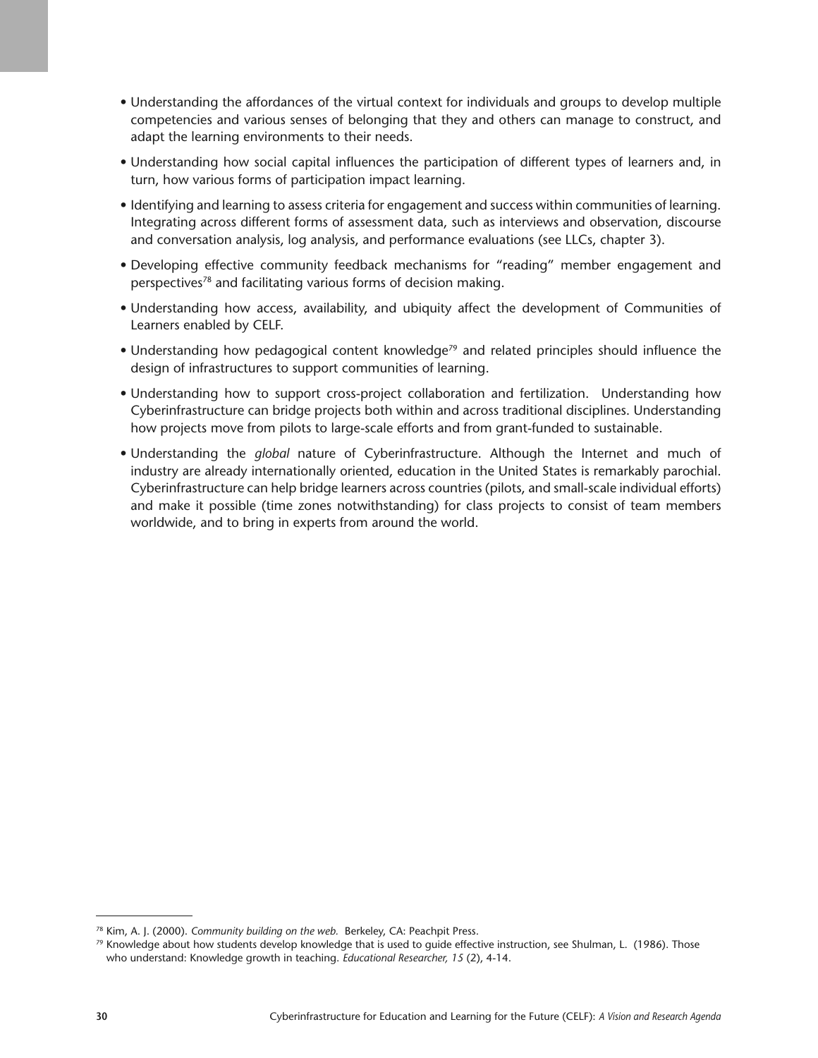- Understanding the affordances of the virtual context for individuals and groups to develop multiple competencies and various senses of belonging that they and others can manage to construct, and adapt the learning environments to their needs.
- Understanding how social capital influences the participation of different types of learners and, in turn, how various forms of participation impact learning.
- Identifying and learning to assess criteria for engagement and success within communities of learning. Integrating across different forms of assessment data, such as interviews and observation, discourse and conversation analysis, log analysis, and performance evaluations (see LLCs, chapter 3).
- Developing effective community feedback mechanisms for "reading" member engagement and perspectives[78] and facilitating various forms of decision making.
- Understanding how access, availability, and ubiquity affect the development of Communities of Learners enabled by CELF.
- Understanding how pedagogical content knowledge[79] and related principles should influence the design of infrastructures to support communities of learning.
- Understanding how to support cross-project collaboration and fertilization. Understanding how Cyberinfrastructure can bridge projects both within and across traditional disciplines. Understanding how projects move from pilots to large-scale efforts and from grant-funded to sustainable.
- Understanding the *global* nature of Cyberinfrastructure. Although the Internet and much of industry are already internationally oriented, education in the United States is remarkably parochial. Cyberinfrastructure can help bridge learners across countries (pilots, and small-scale individual efforts) and make it possible (time zones notwithstanding) for class projects to consist of team members worldwide, and to bring in experts from around the world.

---

[78] Kim, A. J. (2000). *Community building on the web.* Berkeley, CA: Peachpit Press.

[79] Knowledge about how students develop knowledge that is used to guide effective instruction, see Shulman, L. (1986). Those who understand: Knowledge growth in teaching. *Educational Researcher, 15* (2), 4-14.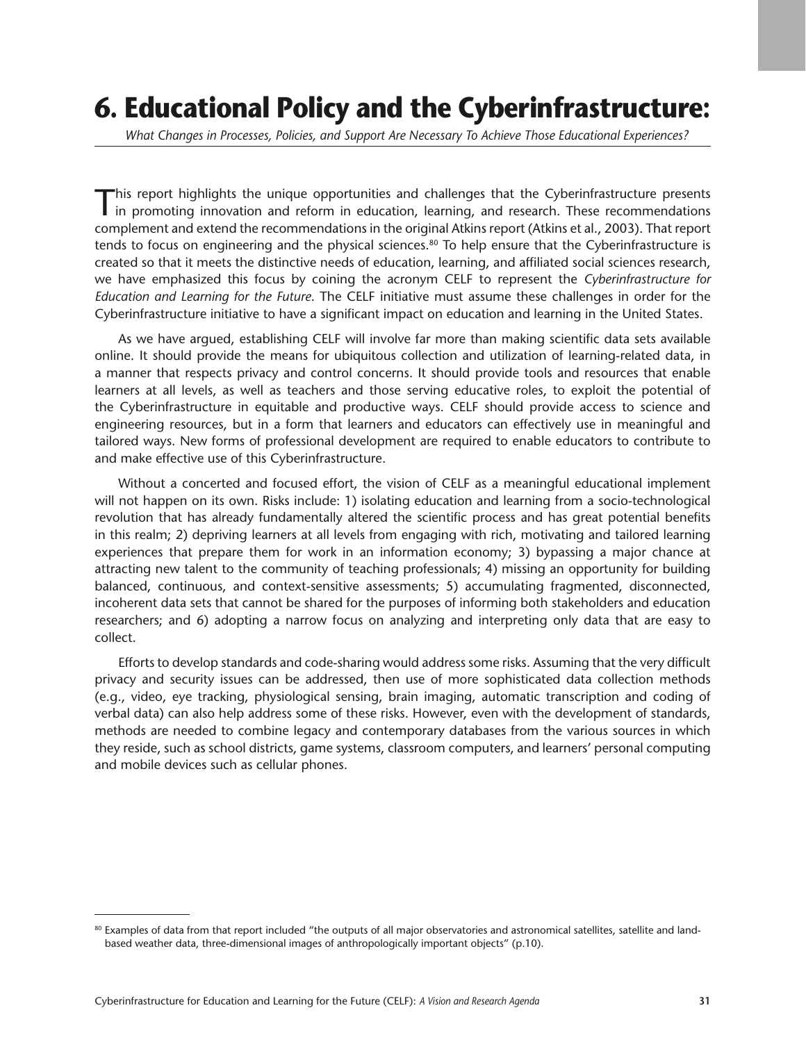# 6. Educational Policy and the Cyberinfrastructure:

*What Changes in Processes, Policies, and Support Are Necessary To Achieve Those Educational Experiences?*

This report highlights the unique opportunities and challenges that the Cyberinfrastructure presents in promoting innovation and reform in education, learning, and research. These recommendations complement and extend the recommendations in the original Atkins report (Atkins et al., 2003). That report tends to focus on engineering and the physical sciences.[80] To help ensure that the Cyberinfrastructure is created so that it meets the distinctive needs of education, learning, and affiliated social sciences research, we have emphasized this focus by coining the acronym CELF to represent the *Cyberinfrastructure for Education and Learning for the Future*. The CELF initiative must assume these challenges in order for the Cyberinfrastructure initiative to have a significant impact on education and learning in the United States.

As we have argued, establishing CELF will involve far more than making scientific data sets available online. It should provide the means for ubiquitous collection and utilization of learning-related data, in a manner that respects privacy and control concerns. It should provide tools and resources that enable learners at all levels, as well as teachers and those serving educative roles, to exploit the potential of the Cyberinfrastructure in equitable and productive ways. CELF should provide access to science and engineering resources, but in a form that learners and educators can effectively use in meaningful and tailored ways. New forms of professional development are required to enable educators to contribute to and make effective use of this Cyberinfrastructure.

Without a concerted and focused effort, the vision of CELF as a meaningful educational implement will not happen on its own. Risks include: 1) isolating education and learning from a socio-technological revolution that has already fundamentally altered the scientific process and has great potential benefits in this realm; 2) depriving learners at all levels from engaging with rich, motivating and tailored learning experiences that prepare them for work in an information economy; 3) bypassing a major chance at attracting new talent to the community of teaching professionals; 4) missing an opportunity for building balanced, continuous, and context-sensitive assessments; 5) accumulating fragmented, disconnected, incoherent data sets that cannot be shared for the purposes of informing both stakeholders and education researchers; and 6) adopting a narrow focus on analyzing and interpreting only data that are easy to collect.

Efforts to develop standards and code-sharing would address some risks. Assuming that the very difficult privacy and security issues can be addressed, then use of more sophisticated data collection methods (e.g., video, eye tracking, physiological sensing, brain imaging, automatic transcription and coding of verbal data) can also help address some of these risks. However, even with the development of standards, methods are needed to combine legacy and contemporary databases from the various sources in which they reside, such as school districts, game systems, classroom computers, and learners' personal computing and mobile devices such as cellular phones.

---

[80] Examples of data from that report included "the outputs of all major observatories and astronomical satellites, satellite and land-based weather data, three-dimensional images of anthropologically important objects" (p.10).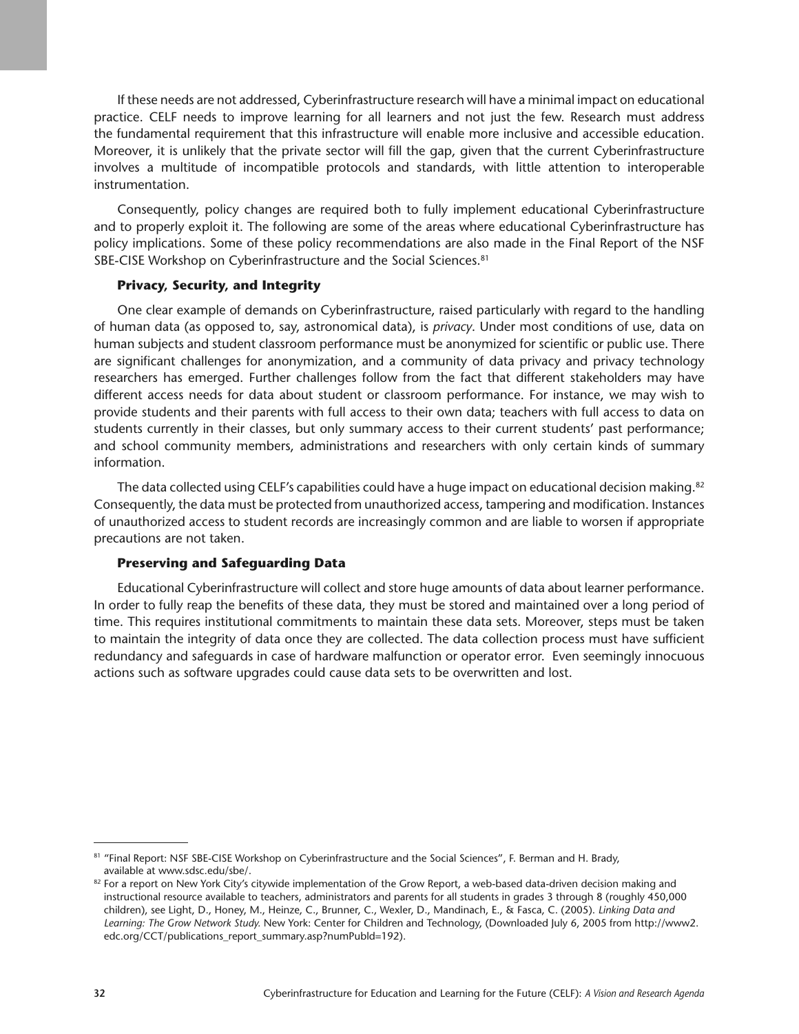If these needs are not addressed, Cyberinfrastructure research will have a minimal impact on educational practice. CELF needs to improve learning for all learners and not just the few. Research must address the fundamental requirement that this infrastructure will enable more inclusive and accessible education. Moreover, it is unlikely that the private sector will fill the gap, given that the current Cyberinfrastructure involves a multitude of incompatible protocols and standards, with little attention to interoperable instrumentation.

Consequently, policy changes are required both to fully implement educational Cyberinfrastructure and to properly exploit it. The following are some of the areas where educational Cyberinfrastructure has policy implications. Some of these policy recommendations are also made in the Final Report of the NSF SBE-CISE Workshop on Cyberinfrastructure and the Social Sciences.[81]

### Privacy, Security, and Integrity

One clear example of demands on Cyberinfrastructure, raised particularly with regard to the handling of human data (as opposed to, say, astronomical data), is *privacy*. Under most conditions of use, data on human subjects and student classroom performance must be anonymized for scientific or public use. There are significant challenges for anonymization, and a community of data privacy and privacy technology researchers has emerged. Further challenges follow from the fact that different stakeholders may have different access needs for data about student or classroom performance. For instance, we may wish to provide students and their parents with full access to their own data; teachers with full access to data on students currently in their classes, but only summary access to their current students' past performance; and school community members, administrations and researchers with only certain kinds of summary information.

The data collected using CELF's capabilities could have a huge impact on educational decision making.[82] Consequently, the data must be protected from unauthorized access, tampering and modification. Instances of unauthorized access to student records are increasingly common and are liable to worsen if appropriate precautions are not taken.

### Preserving and Safeguarding Data

Educational Cyberinfrastructure will collect and store huge amounts of data about learner performance. In order to fully reap the benefits of these data, they must be stored and maintained over a long period of time. This requires institutional commitments to maintain these data sets. Moreover, steps must be taken to maintain the integrity of data once they are collected. The data collection process must have sufficient redundancy and safeguards in case of hardware malfunction or operator error. Even seemingly innocuous actions such as software upgrades could cause data sets to be overwritten and lost.

---

[81] "Final Report: NSF SBE-CISE Workshop on Cyberinfrastructure and the Social Sciences", F. Berman and H. Brady, available at www.sdsc.edu/sbe/.

[82] For a report on New York City's citywide implementation of the Grow Report, a web-based data-driven decision making and instructional resource available to teachers, administrators and parents for all students in grades 3 through 8 (roughly 450,000 children), see Light, D., Honey, M., Heinze, C., Brunner, C., Wexler, D., Mandinach, E., & Fasca, C. (2005). *Linking Data and Learning: The Grow Network Study.* New York: Center for Children and Technology, (Downloaded July 6, 2005 from http://www2.edc.org/CCT/publications_report_summary.asp?numPubId=192).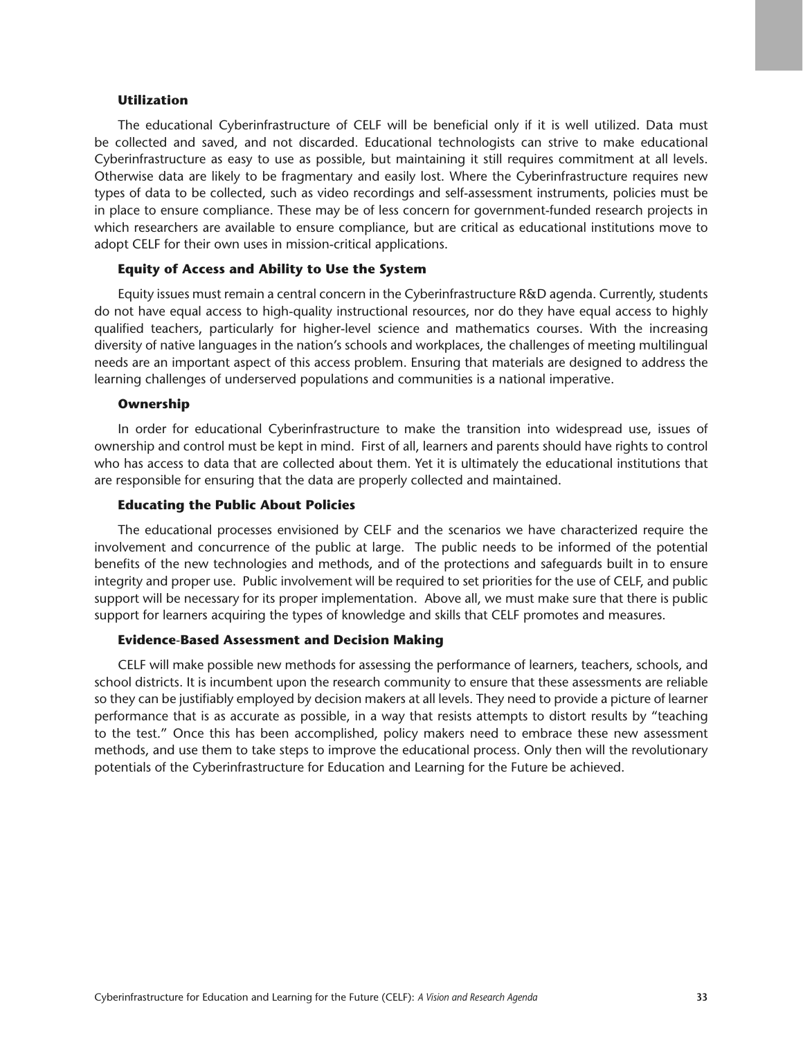### Utilization

The educational Cyberinfrastructure of CELF will be beneficial only if it is well utilized. Data must be collected and saved, and not discarded. Educational technologists can strive to make educational Cyberinfrastructure as easy to use as possible, but maintaining it still requires commitment at all levels. Otherwise data are likely to be fragmentary and easily lost. Where the Cyberinfrastructure requires new types of data to be collected, such as video recordings and self-assessment instruments, policies must be in place to ensure compliance. These may be of less concern for government-funded research projects in which researchers are available to ensure compliance, but are critical as educational institutions move to adopt CELF for their own uses in mission-critical applications.

### Equity of Access and Ability to Use the System

Equity issues must remain a central concern in the Cyberinfrastructure R&D agenda. Currently, students do not have equal access to high-quality instructional resources, nor do they have equal access to highly qualified teachers, particularly for higher-level science and mathematics courses. With the increasing diversity of native languages in the nation's schools and workplaces, the challenges of meeting multilingual needs are an important aspect of this access problem. Ensuring that materials are designed to address the learning challenges of underserved populations and communities is a national imperative.

### Ownership

In order for educational Cyberinfrastructure to make the transition into widespread use, issues of ownership and control must be kept in mind. First of all, learners and parents should have rights to control who has access to data that are collected about them. Yet it is ultimately the educational institutions that are responsible for ensuring that the data are properly collected and maintained.

### Educating the Public About Policies

The educational processes envisioned by CELF and the scenarios we have characterized require the involvement and concurrence of the public at large. The public needs to be informed of the potential benefits of the new technologies and methods, and of the protections and safeguards built in to ensure integrity and proper use. Public involvement will be required to set priorities for the use of CELF, and public support will be necessary for its proper implementation. Above all, we must make sure that there is public support for learners acquiring the types of knowledge and skills that CELF promotes and measures.

### Evidence-Based Assessment and Decision Making

CELF will make possible new methods for assessing the performance of learners, teachers, schools, and school districts. It is incumbent upon the research community to ensure that these assessments are reliable so they can be justifiably employed by decision makers at all levels. They need to provide a picture of learner performance that is as accurate as possible, in a way that resists attempts to distort results by "teaching to the test." Once this has been accomplished, policy makers need to embrace these new assessment methods, and use them to take steps to improve the educational process. Only then will the revolutionary potentials of the Cyberinfrastructure for Education and Learning for the Future be achieved.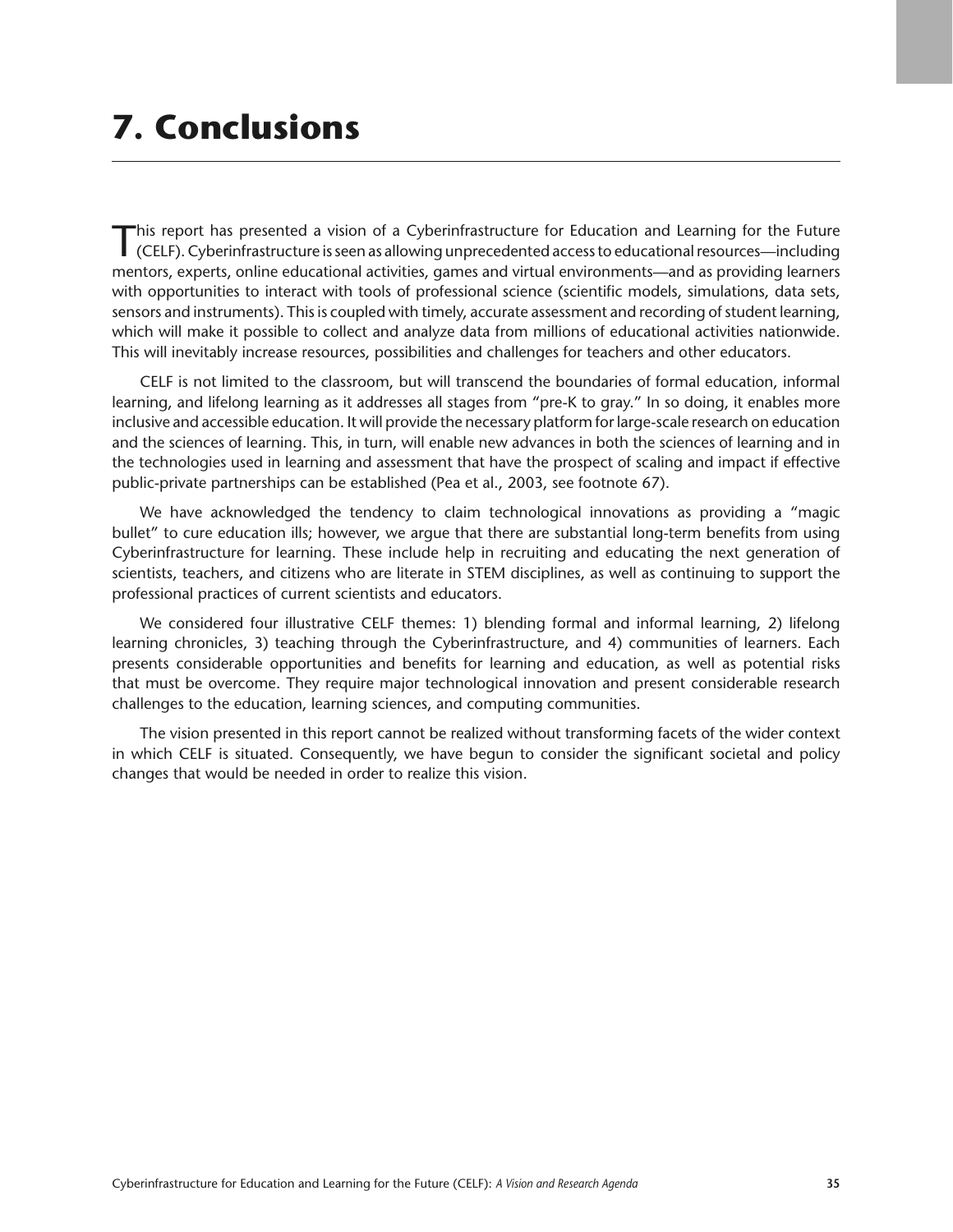# 7. Conclusions

This report has presented a vision of a Cyberinfrastructure for Education and Learning for the Future (CELF). Cyberinfrastructure is seen as allowing unprecedented access to educational resources—including mentors, experts, online educational activities, games and virtual environments—and as providing learners with opportunities to interact with tools of professional science (scientific models, simulations, data sets, sensors and instruments). This is coupled with timely, accurate assessment and recording of student learning, which will make it possible to collect and analyze data from millions of educational activities nationwide. This will inevitably increase resources, possibilities and challenges for teachers and other educators.

CELF is not limited to the classroom, but will transcend the boundaries of formal education, informal learning, and lifelong learning as it addresses all stages from "pre-K to gray." In so doing, it enables more inclusive and accessible education. It will provide the necessary platform for large-scale research on education and the sciences of learning. This, in turn, will enable new advances in both the sciences of learning and in the technologies used in learning and assessment that have the prospect of scaling and impact if effective public-private partnerships can be established (Pea et al., 2003, see footnote 67).

We have acknowledged the tendency to claim technological innovations as providing a "magic bullet" to cure education ills; however, we argue that there are substantial long-term benefits from using Cyberinfrastructure for learning. These include help in recruiting and educating the next generation of scientists, teachers, and citizens who are literate in STEM disciplines, as well as continuing to support the professional practices of current scientists and educators.

We considered four illustrative CELF themes: 1) blending formal and informal learning, 2) lifelong learning chronicles, 3) teaching through the Cyberinfrastructure, and 4) communities of learners. Each presents considerable opportunities and benefits for learning and education, as well as potential risks that must be overcome. They require major technological innovation and present considerable research challenges to the education, learning sciences, and computing communities.

The vision presented in this report cannot be realized without transforming facets of the wider context in which CELF is situated. Consequently, we have begun to consider the significant societal and policy changes that would be needed in order to realize this vision.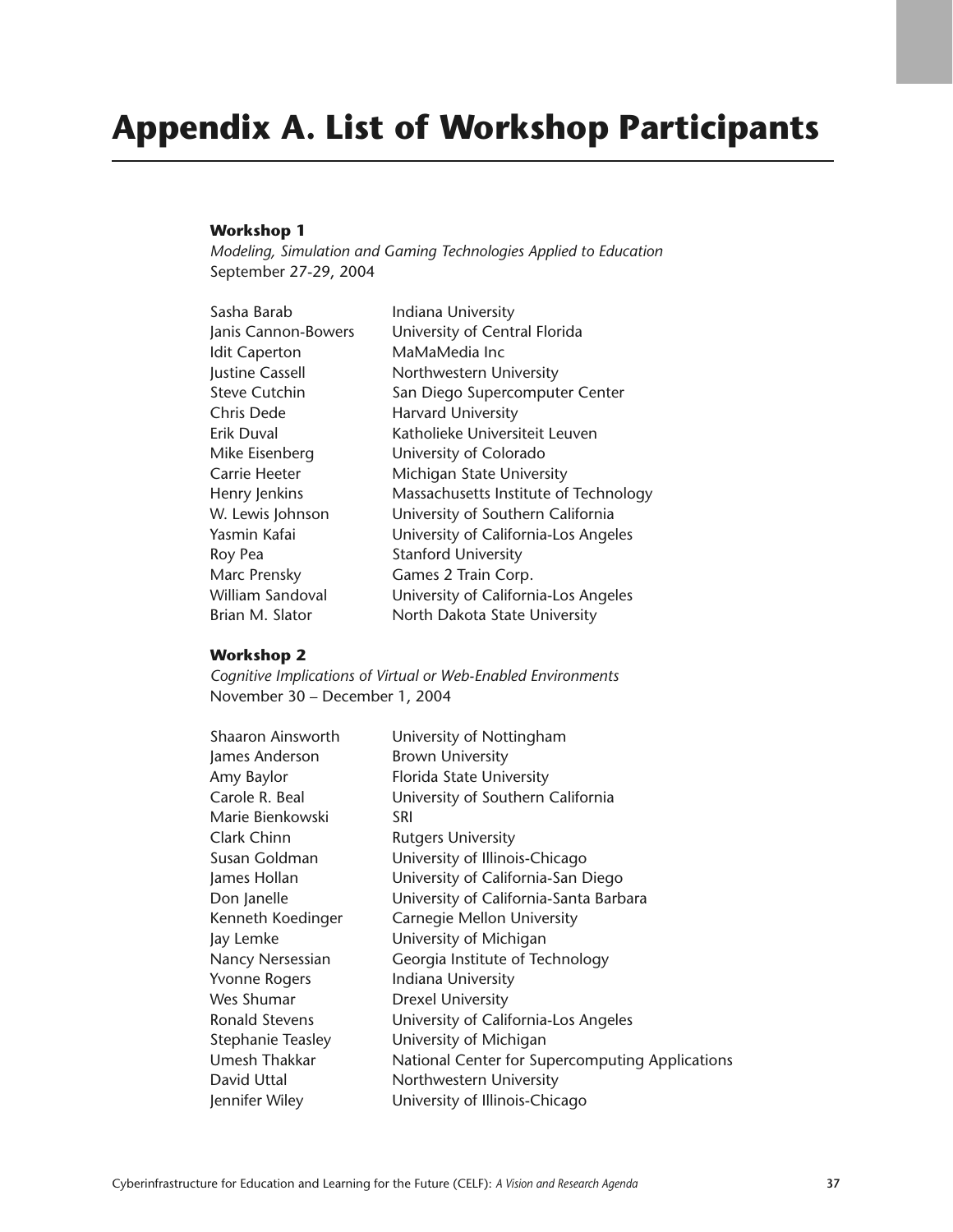# Appendix A. List of Workshop Participants

**Workshop 1**

*Modeling, Simulation and Gaming Technologies Applied to Education*

September 27-29, 2004

| | |
|---|---|
| Sasha Barab | Indiana University |
| Janis Cannon-Bowers | University of Central Florida |
| Idit Caperton | MaMaMedia Inc |
| Justine Cassell | Northwestern University |
| Steve Cutchin | San Diego Supercomputer Center |
| Chris Dede | Harvard University |
| Erik Duval | Katholieke Universiteit Leuven |
| Mike Eisenberg | University of Colorado |
| Carrie Heeter | Michigan State University |
| Henry Jenkins | Massachusetts Institute of Technology |
| W. Lewis Johnson | University of Southern California |
| Yasmin Kafai | University of California-Los Angeles |
| Roy Pea | Stanford University |
| Marc Prensky | Games 2 Train Corp. |
| William Sandoval | University of California-Los Angeles |
| Brian M. Slator | North Dakota State University |

**Workshop 2**

*Cognitive Implications of Virtual or Web-Enabled Environments*

November 30 – December 1, 2004

| | |
|---|---|
| Shaaron Ainsworth | University of Nottingham |
| James Anderson | Brown University |
| Amy Baylor | Florida State University |
| Carole R. Beal | University of Southern California |
| Marie Bienkowski | SRI |
| Clark Chinn | Rutgers University |
| Susan Goldman | University of Illinois-Chicago |
| James Hollan | University of California-San Diego |
| Don Janelle | University of California-Santa Barbara |
| Kenneth Koedinger | Carnegie Mellon University |
| Jay Lemke | University of Michigan |
| Nancy Nersessian | Georgia Institute of Technology |
| Yvonne Rogers | Indiana University |
| Wes Shumar | Drexel University |
| Ronald Stevens | University of California-Los Angeles |
| Stephanie Teasley | University of Michigan |
| Umesh Thakkar | National Center for Supercomputing Applications |
| David Uttal | Northwestern University |
| Jennifer Wiley | University of Illinois-Chicago |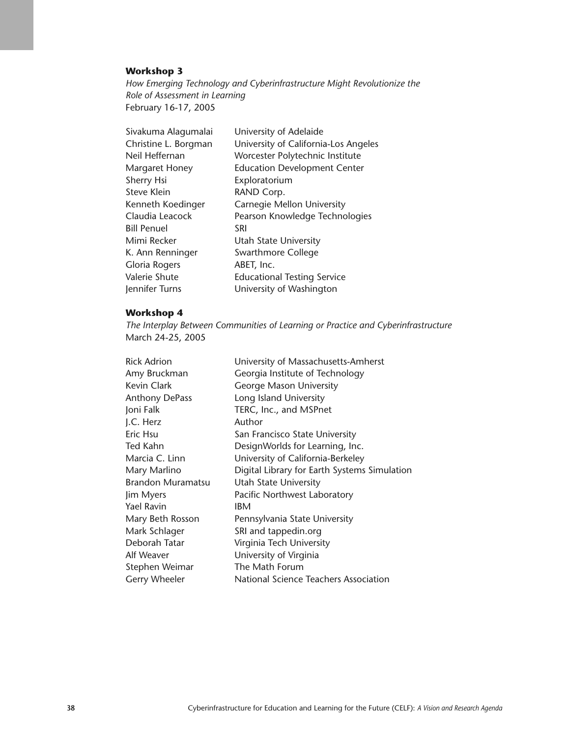**Workshop 3**

*How Emerging Technology and Cyberinfrastructure Might Revolutionize the Role of Assessment in Learning*

February 16-17, 2005

| | |
|---|---|
| Sivakuma Alagumalai | University of Adelaide |
| Christine L. Borgman | University of California-Los Angeles |
| Neil Heffernan | Worcester Polytechnic Institute |
| Margaret Honey | Education Development Center |
| Sherry Hsi | Exploratorium |
| Steve Klein | RAND Corp. |
| Kenneth Koedinger | Carnegie Mellon University |
| Claudia Leacock | Pearson Knowledge Technologies |
| Bill Penuel | SRI |
| Mimi Recker | Utah State University |
| K. Ann Renninger | Swarthmore College |
| Gloria Rogers | ABET, Inc. |
| Valerie Shute | Educational Testing Service |
| Jennifer Turns | University of Washington |

**Workshop 4**

*The Interplay Between Communities of Learning or Practice and Cyberinfrastructure*

March 24-25, 2005

| | |
|---|---|
| Rick Adrion | University of Massachusetts-Amherst |
| Amy Bruckman | Georgia Institute of Technology |
| Kevin Clark | George Mason University |
| Anthony DePass | Long Island University |
| Joni Falk | TERC, Inc., and MSPnet |
| J.C. Herz | Author |
| Eric Hsu | San Francisco State University |
| Ted Kahn | DesignWorlds for Learning, Inc. |
| Marcia C. Linn | University of California-Berkeley |
| Mary Marlino | Digital Library for Earth Systems Simulation |
| Brandon Muramatsu | Utah State University |
| Jim Myers | Pacific Northwest Laboratory |
| Yael Ravin | IBM |
| Mary Beth Rosson | Pennsylvania State University |
| Mark Schlager | SRI and tappedin.org |
| Deborah Tatar | Virginia Tech University |
| Alf Weaver | University of Virginia |
| Stephen Weimar | The Math Forum |
| Gerry Wheeler | National Science Teachers Association |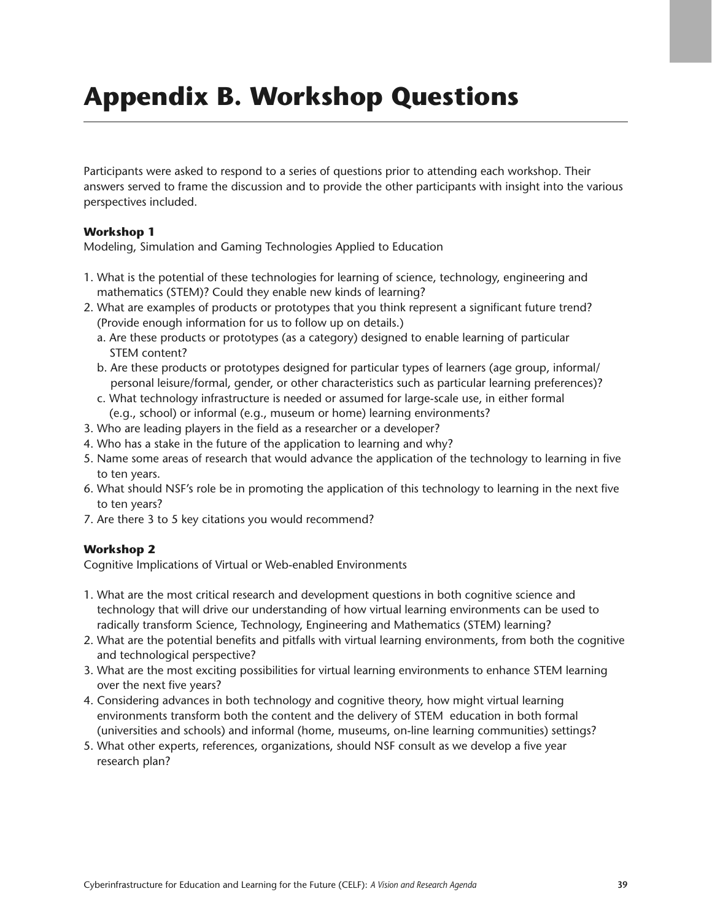# Appendix B. Workshop Questions

Participants were asked to respond to a series of questions prior to attending each workshop. Their answers served to frame the discussion and to provide the other participants with insight into the various perspectives included.

**Workshop 1**

Modeling, Simulation and Gaming Technologies Applied to Education

1. What is the potential of these technologies for learning of science, technology, engineering and mathematics (STEM)? Could they enable new kinds of learning?
2. What are examples of products or prototypes that you think represent a significant future trend? (Provide enough information for us to follow up on details.)
   a. Are these products or prototypes (as a category) designed to enable learning of particular STEM content?
   b. Are these products or prototypes designed for particular types of learners (age group, informal/personal leisure/formal, gender, or other characteristics such as particular learning preferences)?
   c. What technology infrastructure is needed or assumed for large-scale use, in either formal (e.g., school) or informal (e.g., museum or home) learning environments?
3. Who are leading players in the field as a researcher or a developer?
4. Who has a stake in the future of the application to learning and why?
5. Name some areas of research that would advance the application of the technology to learning in five to ten years.
6. What should NSF's role be in promoting the application of this technology to learning in the next five to ten years?
7. Are there 3 to 5 key citations you would recommend?

**Workshop 2**

Cognitive Implications of Virtual or Web-enabled Environments

1. What are the most critical research and development questions in both cognitive science and technology that will drive our understanding of how virtual learning environments can be used to radically transform Science, Technology, Engineering and Mathematics (STEM) learning?
2. What are the potential benefits and pitfalls with virtual learning environments, from both the cognitive and technological perspective?
3. What are the most exciting possibilities for virtual learning environments to enhance STEM learning over the next five years?
4. Considering advances in both technology and cognitive theory, how might virtual learning environments transform both the content and the delivery of STEM education in both formal (universities and schools) and informal (home, museums, on-line learning communities) settings?
5. What other experts, references, organizations, should NSF consult as we develop a five year research plan?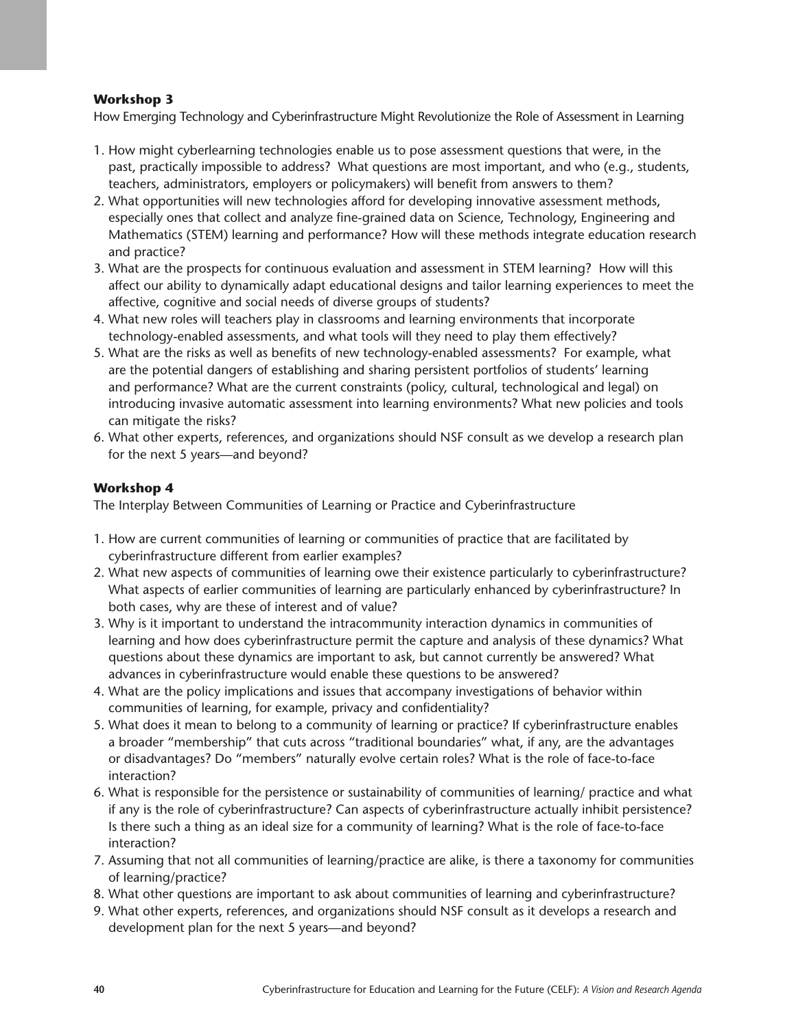### Workshop 3

How Emerging Technology and Cyberinfrastructure Might Revolutionize the Role of Assessment in Learning

1. How might cyberlearning technologies enable us to pose assessment questions that were, in the past, practically impossible to address? What questions are most important, and who (e.g., students, teachers, administrators, employers or policymakers) will benefit from answers to them?
2. What opportunities will new technologies afford for developing innovative assessment methods, especially ones that collect and analyze fine-grained data on Science, Technology, Engineering and Mathematics (STEM) learning and performance? How will these methods integrate education research and practice?
3. What are the prospects for continuous evaluation and assessment in STEM learning? How will this affect our ability to dynamically adapt educational designs and tailor learning experiences to meet the affective, cognitive and social needs of diverse groups of students?
4. What new roles will teachers play in classrooms and learning environments that incorporate technology-enabled assessments, and what tools will they need to play them effectively?
5. What are the risks as well as benefits of new technology-enabled assessments? For example, what are the potential dangers of establishing and sharing persistent portfolios of students' learning and performance? What are the current constraints (policy, cultural, technological and legal) on introducing invasive automatic assessment into learning environments? What new policies and tools can mitigate the risks?
6. What other experts, references, and organizations should NSF consult as we develop a research plan for the next 5 years—and beyond?

### Workshop 4

The Interplay Between Communities of Learning or Practice and Cyberinfrastructure

1. How are current communities of learning or communities of practice that are facilitated by cyberinfrastructure different from earlier examples?
2. What new aspects of communities of learning owe their existence particularly to cyberinfrastructure? What aspects of earlier communities of learning are particularly enhanced by cyberinfrastructure? In both cases, why are these of interest and of value?
3. Why is it important to understand the intracommunity interaction dynamics in communities of learning and how does cyberinfrastructure permit the capture and analysis of these dynamics? What questions about these dynamics are important to ask, but cannot currently be answered? What advances in cyberinfrastructure would enable these questions to be answered?
4. What are the policy implications and issues that accompany investigations of behavior within communities of learning, for example, privacy and confidentiality?
5. What does it mean to belong to a community of learning or practice? If cyberinfrastructure enables a broader "membership" that cuts across "traditional boundaries" what, if any, are the advantages or disadvantages? Do "members" naturally evolve certain roles? What is the role of face-to-face interaction?
6. What is responsible for the persistence or sustainability of communities of learning/ practice and what if any is the role of cyberinfrastructure? Can aspects of cyberinfrastructure actually inhibit persistence? Is there such a thing as an ideal size for a community of learning? What is the role of face-to-face interaction?
7. Assuming that not all communities of learning/practice are alike, is there a taxonomy for communities of learning/practice?
8. What other questions are important to ask about communities of learning and cyberinfrastructure?
9. What other experts, references, and organizations should NSF consult as it develops a research and development plan for the next 5 years—and beyond?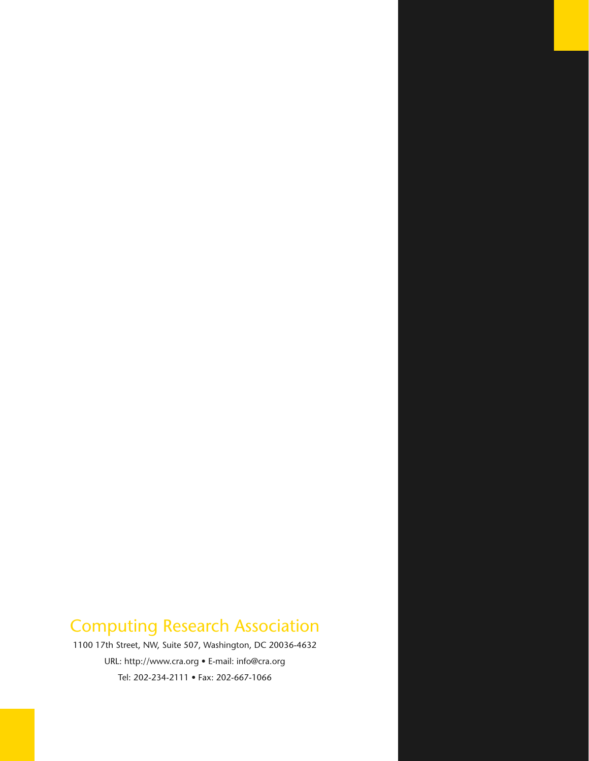## Computing Research Association

1100 17th Street, NW, Suite 507, Washington, DC 20036-4632

URL: http://www.cra.org • E-mail: info@cra.org

Tel: 202-234-2111 • Fax: 202-667-1066